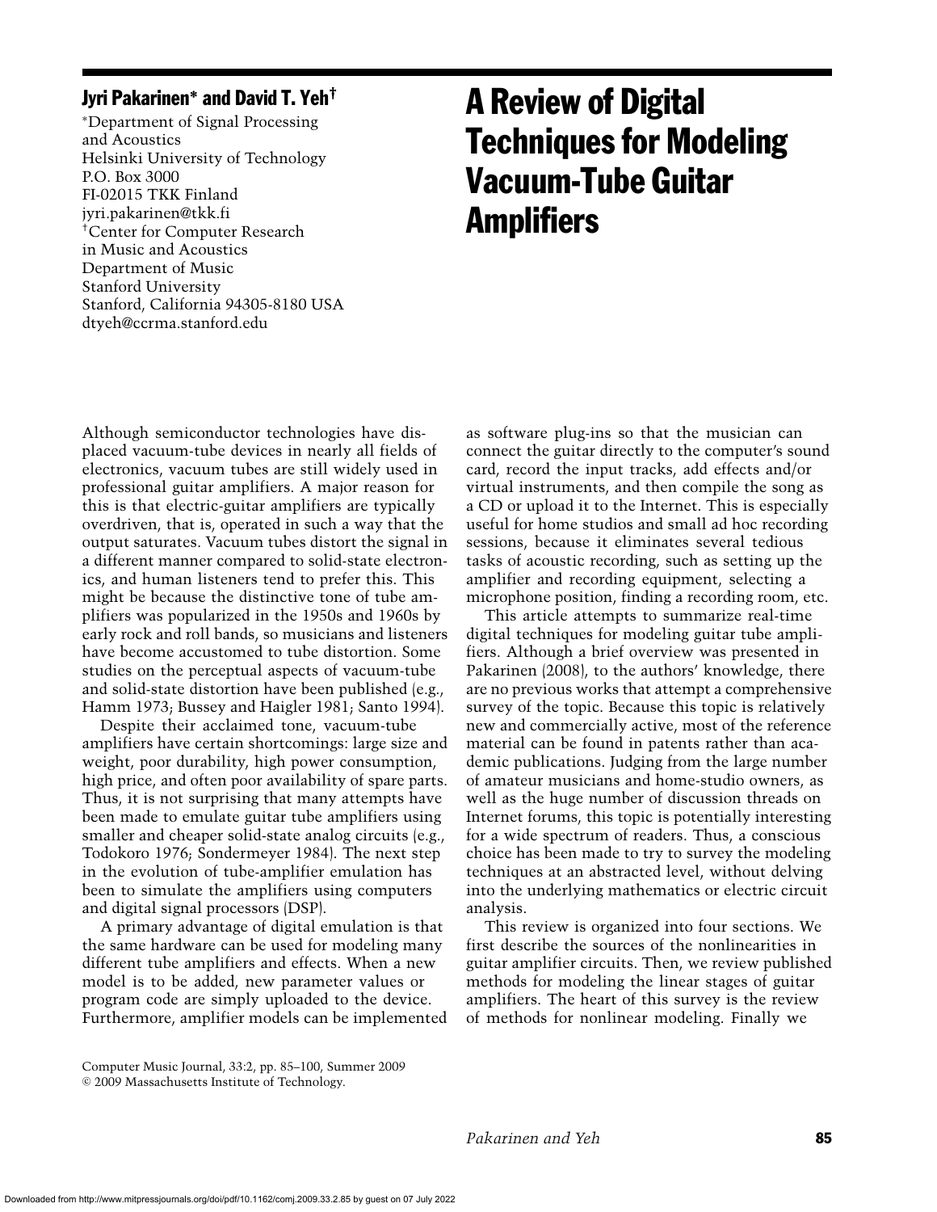# A Review of Digital Techniques for Modeling Vacuum-Tube Guitar Amplifiers

**Jyri Pakarinen* and David T. Yeh†**

*Department of Signal Processing and Acoustics
Helsinki University of Technology
P.O. Box 3000
FI-02015 TKK Finland
jyri.pakarinen@tkk.fi

†Center for Computer Research in Music and Acoustics
Department of Music
Stanford University
Stanford, California 94305-8180 USA
dtyeh@ccrma.stanford.edu

Although semiconductor technologies have displaced vacuum-tube devices in nearly all fields of electronics, vacuum tubes are still widely used in professional guitar amplifiers. A major reason for this is that electric-guitar amplifiers are typically overdriven, that is, operated in such a way that the output saturates. Vacuum tubes distort the signal in a different manner compared to solid-state electronics, and human listeners tend to prefer this. This might be because the distinctive tone of tube amplifiers was popularized in the 1950s and 1960s by early rock and roll bands, so musicians and listeners have become accustomed to tube distortion. Some studies on the perceptual aspects of vacuum-tube and solid-state distortion have been published (e.g., Hamm 1973; Bussey and Haigler 1981; Santo 1994).

Despite their acclaimed tone, vacuum-tube amplifiers have certain shortcomings: large size and weight, poor durability, high power consumption, high price, and often poor availability of spare parts. Thus, it is not surprising that many attempts have been made to emulate guitar tube amplifiers using smaller and cheaper solid-state analog circuits (e.g., Todokoro 1976; Sondermeyer 1984). The next step in the evolution of tube-amplifier emulation has been to simulate the amplifiers using computers and digital signal processors (DSP).

A primary advantage of digital emulation is that the same hardware can be used for modeling many different tube amplifiers and effects. When a new model is to be added, new parameter values or program code are simply uploaded to the device. Furthermore, amplifier models can be implemented as software plug-ins so that the musician can connect the guitar directly to the computer's sound card, record the input tracks, add effects and/or virtual instruments, and then compile the song as a CD or upload it to the Internet. This is especially useful for home studios and small ad hoc recording sessions, because it eliminates several tedious tasks of acoustic recording, such as setting up the amplifier and recording equipment, selecting a microphone position, finding a recording room, etc.

This article attempts to summarize real-time digital techniques for modeling guitar tube amplifiers. Although a brief overview was presented in Pakarinen (2008), to the authors' knowledge, there are no previous works that attempt a comprehensive survey of the topic. Because this topic is relatively new and commercially active, most of the reference material can be found in patents rather than academic publications. Judging from the large number of amateur musicians and home-studio owners, as well as the huge number of discussion threads on Internet forums, this topic is potentially interesting for a wide spectrum of readers. Thus, a conscious choice has been made to try to survey the modeling techniques at an abstracted level, without delving into the underlying mathematics or electric circuit analysis.

This review is organized into four sections. We first describe the sources of the nonlinearities in guitar amplifier circuits. Then, we review published methods for modeling the linear stages of guitar amplifiers. The heart of this survey is the review of methods for nonlinear modeling. Finally we

Computer Music Journal, 33:2, pp. 85–100, Summer 2009
© 2009 Massachusetts Institute of Technology.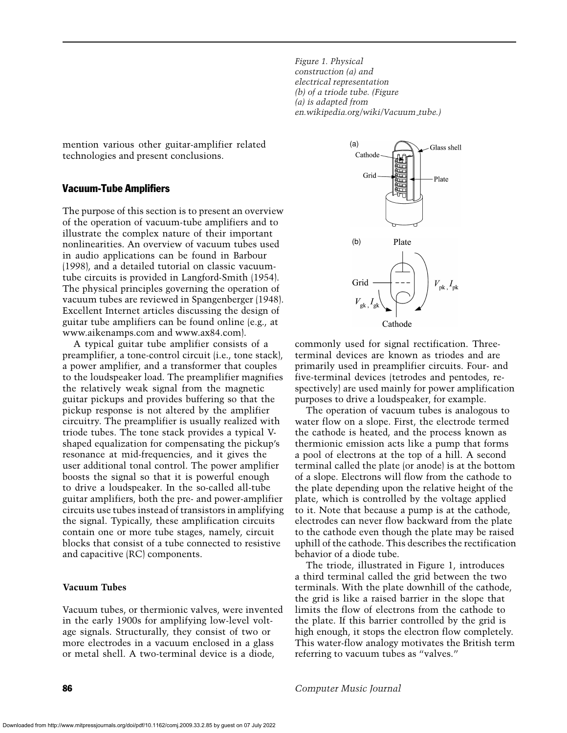mention various other guitar-amplifier related technologies and present conclusions.

## Vacuum-Tube Amplifiers

The purpose of this section is to present an overview of the operation of vacuum-tube amplifiers and to illustrate the complex nature of their important nonlinearities. An overview of vacuum tubes used in audio applications can be found in Barbour (1998), and a detailed tutorial on classic vacuum-tube circuits is provided in Langford-Smith (1954). The physical principles governing the operation of vacuum tubes are reviewed in Spangenberger (1948). Excellent Internet articles discussing the design of guitar tube amplifiers can be found online (e.g., at www.aikenamps.com and www.ax84.com).

A typical guitar tube amplifier consists of a preamplifier, a tone-control circuit (i.e., tone stack), a power amplifier, and a transformer that couples to the loudspeaker load. The preamplifier magnifies the relatively weak signal from the magnetic guitar pickups and provides buffering so that the pickup response is not altered by the amplifier circuitry. The preamplifier is usually realized with triode tubes. The tone stack provides a typical V-shaped equalization for compensating the pickup's resonance at mid-frequencies, and it gives the user additional tonal control. The power amplifier boosts the signal so that it is powerful enough to drive a loudspeaker. In the so-called all-tube guitar amplifiers, both the pre- and power-amplifier circuits use tubes instead of transistors in amplifying the signal. Typically, these amplification circuits contain one or more tube stages, namely, circuit blocks that consist of a tube connected to resistive and capacitive (RC) components.

### Vacuum Tubes

Vacuum tubes, or thermionic valves, were invented in the early 1900s for amplifying low-level voltage signals. Structurally, they consist of two or more electrodes in a vacuum enclosed in a glass or metal shell. A two-terminal device is a diode, commonly used for signal rectification. Three-terminal devices are known as triodes and are primarily used in preamplifier circuits. Four- and five-terminal devices (tetrodes and pentodes, respectively) are used mainly for power amplification purposes to drive a loudspeaker, for example.

*Figure 1. Physical construction (a) and electrical representation (b) of a triode tube. (Figure (a) is adapted from en.wikipedia.org/wiki/Vacuum_tube.)*

The operation of vacuum tubes is analogous to water flow on a slope. First, the electrode termed the cathode is heated, and the process known as thermionic emission acts like a pump that forms a pool of electrons at the top of a hill. A second terminal called the plate (or anode) is at the bottom of a slope. Electrons will flow from the cathode to the plate depending upon the relative height of the plate, which is controlled by the voltage applied to it. Note that because a pump is at the cathode, electrodes can never flow backward from the plate to the cathode even though the plate may be raised uphill of the cathode. This describes the rectification behavior of a diode tube.

The triode, illustrated in Figure 1, introduces a third terminal called the grid between the two terminals. With the plate downhill of the cathode, the grid is like a raised barrier in the slope that limits the flow of electrons from the cathode to the plate. If this barrier controlled by the grid is high enough, it stops the electron flow completely. This water-flow analogy motivates the British term referring to vacuum tubes as "valves."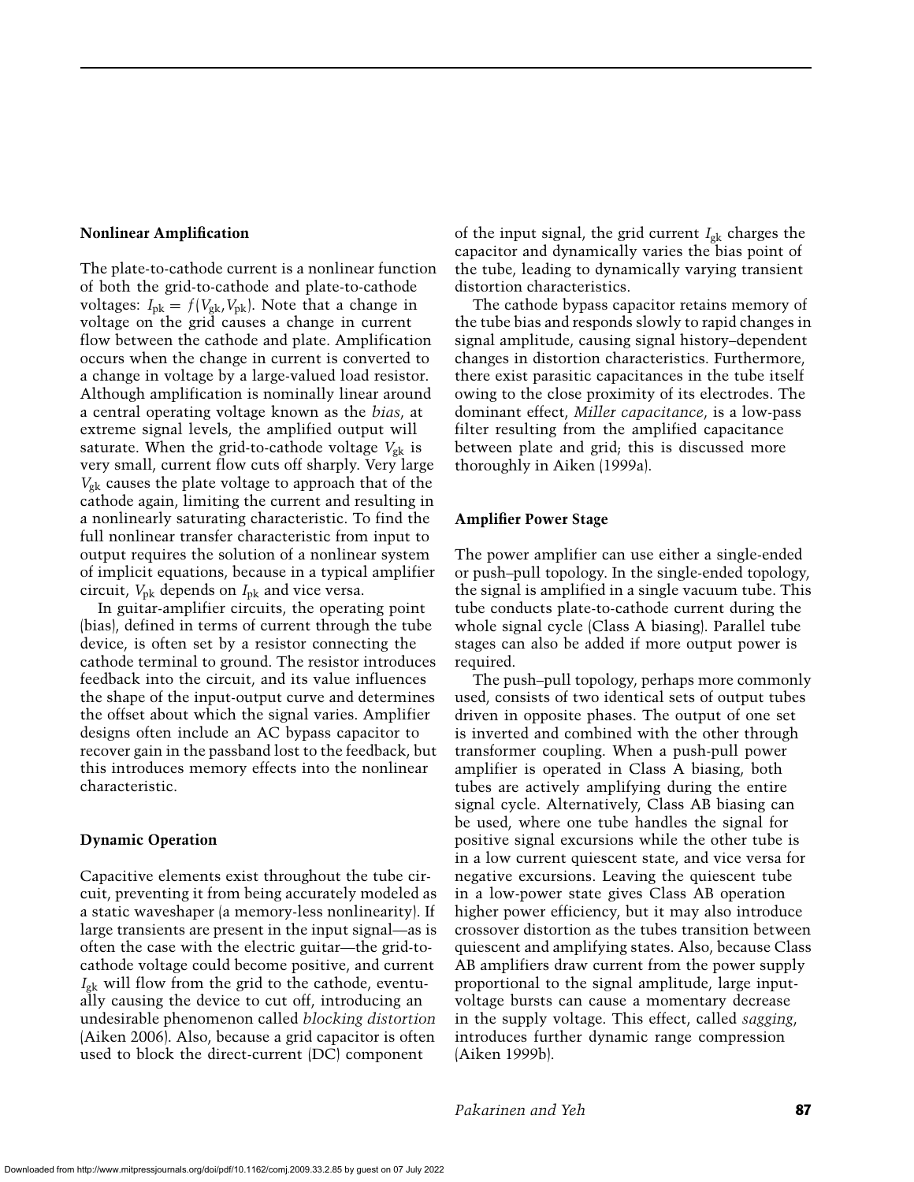### Nonlinear Amplification

The plate-to-cathode current is a nonlinear function of both the grid-to-cathode and plate-to-cathode voltages: $I_{pk} = f(V_{gk}, V_{pk})$. Note that a change in voltage on the grid causes a change in current flow between the cathode and plate. Amplification occurs when the change in current is converted to a change in voltage by a large-valued load resistor. Although amplification is nominally linear around a central operating voltage known as the *bias*, at extreme signal levels, the amplified output will saturate. When the grid-to-cathode voltage $V_{gk}$ is very small, current flow cuts off sharply. Very large $V_{gk}$ causes the plate voltage to approach that of the cathode again, limiting the current and resulting in a nonlinearly saturating characteristic. To find the full nonlinear transfer characteristic from input to output requires the solution of a nonlinear system of implicit equations, because in a typical amplifier circuit, $V_{pk}$ depends on $I_{pk}$ and vice versa.

In guitar-amplifier circuits, the operating point (bias), defined in terms of current through the tube device, is often set by a resistor connecting the cathode terminal to ground. The resistor introduces feedback into the circuit, and its value influences the shape of the input-output curve and determines the offset about which the signal varies. Amplifier designs often include an AC bypass capacitor to recover gain in the passband lost to the feedback, but this introduces memory effects into the nonlinear characteristic.

### Dynamic Operation

Capacitive elements exist throughout the tube circuit, preventing it from being accurately modeled as a static waveshaper (a memory-less nonlinearity). If large transients are present in the input signal—as is often the case with the electric guitar—the grid-to-cathode voltage could become positive, and current $I_{gk}$ will flow from the grid to the cathode, eventually causing the device to cut off, introducing an undesirable phenomenon called *blocking distortion* (Aiken 2006). Also, because a grid capacitor is often used to block the direct-current (DC) component of the input signal, the grid current $I_{gk}$ charges the capacitor and dynamically varies the bias point of the tube, leading to dynamically varying transient distortion characteristics.

The cathode bypass capacitor retains memory of the tube bias and responds slowly to rapid changes in signal amplitude, causing signal history–dependent changes in distortion characteristics. Furthermore, there exist parasitic capacitances in the tube itself owing to the close proximity of its electrodes. The dominant effect, *Miller capacitance*, is a low-pass filter resulting from the amplified capacitance between plate and grid; this is discussed more thoroughly in Aiken (1999a).

### Amplifier Power Stage

The power amplifier can use either a single-ended or push–pull topology. In the single-ended topology, the signal is amplified in a single vacuum tube. This tube conducts plate-to-cathode current during the whole signal cycle (Class A biasing). Parallel tube stages can also be added if more output power is required.

The push–pull topology, perhaps more commonly used, consists of two identical sets of output tubes driven in opposite phases. The output of one set is inverted and combined with the other through transformer coupling. When a push-pull power amplifier is operated in Class A biasing, both tubes are actively amplifying during the entire signal cycle. Alternatively, Class AB biasing can be used, where one tube handles the signal for positive signal excursions while the other tube is in a low current quiescent state, and vice versa for negative excursions. Leaving the quiescent tube in a low-power state gives Class AB operation higher power efficiency, but it may also introduce crossover distortion as the tubes transition between quiescent and amplifying states. Also, because Class AB amplifiers draw current from the power supply proportional to the signal amplitude, large input-voltage bursts can cause a momentary decrease in the supply voltage. This effect, called *sagging*, introduces further dynamic range compression (Aiken 1999b).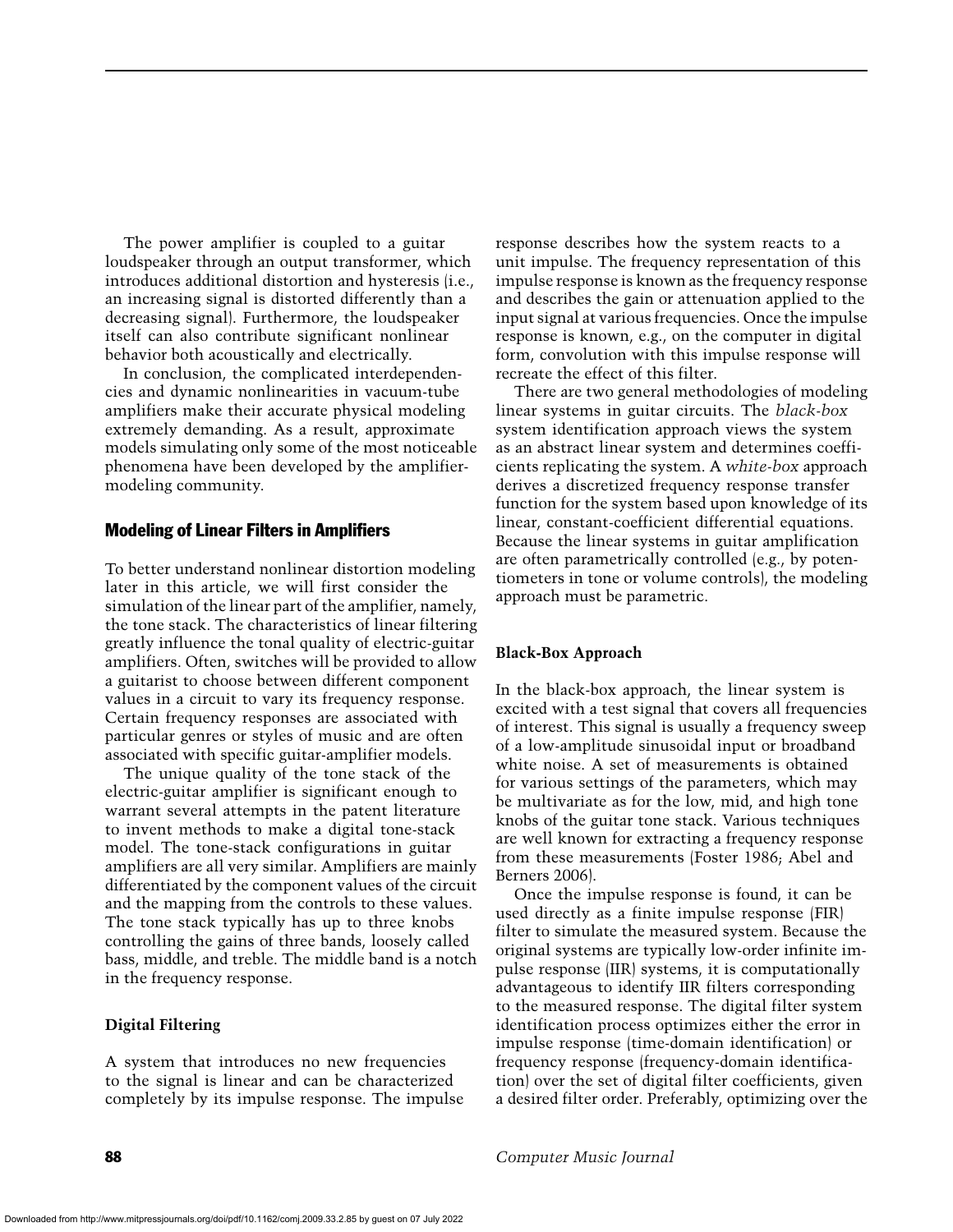The power amplifier is coupled to a guitar loudspeaker through an output transformer, which introduces additional distortion and hysteresis (i.e., an increasing signal is distorted differently than a decreasing signal). Furthermore, the loudspeaker itself can also contribute significant nonlinear behavior both acoustically and electrically.

In conclusion, the complicated interdependencies and dynamic nonlinearities in vacuum-tube amplifiers make their accurate physical modeling extremely demanding. As a result, approximate models simulating only some of the most noticeable phenomena have been developed by the amplifier-modeling community.

## Modeling of Linear Filters in Amplifiers

To better understand nonlinear distortion modeling later in this article, we will first consider the simulation of the linear part of the amplifier, namely, the tone stack. The characteristics of linear filtering greatly influence the tonal quality of electric-guitar amplifiers. Often, switches will be provided to allow a guitarist to choose between different component values in a circuit to vary its frequency response. Certain frequency responses are associated with particular genres or styles of music and are often associated with specific guitar-amplifier models.

The unique quality of the tone stack of the electric-guitar amplifier is significant enough to warrant several attempts in the patent literature to invent methods to make a digital tone-stack model. The tone-stack configurations in guitar amplifiers are all very similar. Amplifiers are mainly differentiated by the component values of the circuit and the mapping from the controls to these values. The tone stack typically has up to three knobs controlling the gains of three bands, loosely called bass, middle, and treble. The middle band is a notch in the frequency response.

### Digital Filtering

A system that introduces no new frequencies to the signal is linear and can be characterized completely by its impulse response. The impulse response describes how the system reacts to a unit impulse. The frequency representation of this impulse response is known as the frequency response and describes the gain or attenuation applied to the input signal at various frequencies. Once the impulse response is known, e.g., on the computer in digital form, convolution with this impulse response will recreate the effect of this filter.

There are two general methodologies of modeling linear systems in guitar circuits. The *black-box* system identification approach views the system as an abstract linear system and determines coefficients replicating the system. A *white-box* approach derives a discretized frequency response transfer function for the system based upon knowledge of its linear, constant-coefficient differential equations. Because the linear systems in guitar amplification are often parametrically controlled (e.g., by potentiometers in tone or volume controls), the modeling approach must be parametric.

### Black-Box Approach

In the black-box approach, the linear system is excited with a test signal that covers all frequencies of interest. This signal is usually a frequency sweep of a low-amplitude sinusoidal input or broadband white noise. A set of measurements is obtained for various settings of the parameters, which may be multivariate as for the low, mid, and high tone knobs of the guitar tone stack. Various techniques are well known for extracting a frequency response from these measurements (Foster 1986; Abel and Berners 2006).

Once the impulse response is found, it can be used directly as a finite impulse response (FIR) filter to simulate the measured system. Because the original systems are typically low-order infinite impulse response (IIR) systems, it is computationally advantageous to identify IIR filters corresponding to the measured response. The digital filter system identification process optimizes either the error in impulse response (time-domain identification) or frequency response (frequency-domain identification) over the set of digital filter coefficients, given a desired filter order. Preferably, optimizing over the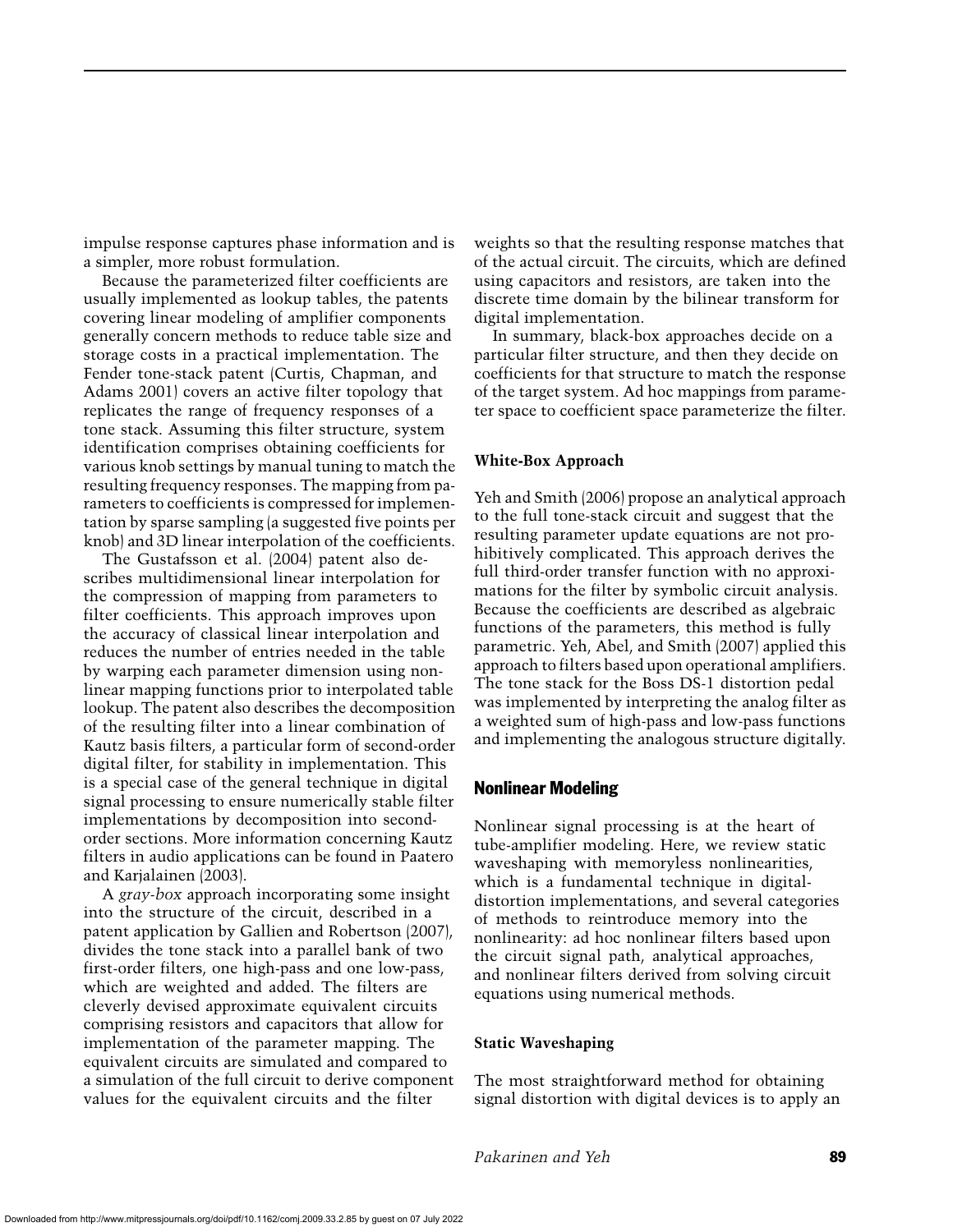impulse response captures phase information and is a simpler, more robust formulation.

Because the parameterized filter coefficients are usually implemented as lookup tables, the patents covering linear modeling of amplifier components generally concern methods to reduce table size and storage costs in a practical implementation. The Fender tone-stack patent (Curtis, Chapman, and Adams 2001) covers an active filter topology that replicates the range of frequency responses of a tone stack. Assuming this filter structure, system identification comprises obtaining coefficients for various knob settings by manual tuning to match the resulting frequency responses. The mapping from parameters to coefficients is compressed for implementation by sparse sampling (a suggested five points per knob) and 3D linear interpolation of the coefficients.

The Gustafsson et al. (2004) patent also describes multidimensional linear interpolation for the compression of mapping from parameters to filter coefficients. This approach improves upon the accuracy of classical linear interpolation and reduces the number of entries needed in the table by warping each parameter dimension using nonlinear mapping functions prior to interpolated table lookup. The patent also describes the decomposition of the resulting filter into a linear combination of Kautz basis filters, a particular form of second-order digital filter, for stability in implementation. This is a special case of the general technique in digital signal processing to ensure numerically stable filter implementations by decomposition into second-order sections. More information concerning Kautz filters in audio applications can be found in Paatero and Karjalainen (2003).

A *gray-box* approach incorporating some insight into the structure of the circuit, described in a patent application by Gallien and Robertson (2007), divides the tone stack into a parallel bank of two first-order filters, one high-pass and one low-pass, which are weighted and added. The filters are cleverly devised approximate equivalent circuits comprising resistors and capacitors that allow for implementation of the parameter mapping. The equivalent circuits are simulated and compared to a simulation of the full circuit to derive component values for the equivalent circuits and the filter weights so that the resulting response matches that of the actual circuit. The circuits, which are defined using capacitors and resistors, are taken into the discrete time domain by the bilinear transform for digital implementation.

In summary, black-box approaches decide on a particular filter structure, and then they decide on coefficients for that structure to match the response of the target system. Ad hoc mappings from parameter space to coefficient space parameterize the filter.

### White-Box Approach

Yeh and Smith (2006) propose an analytical approach to the full tone-stack circuit and suggest that the resulting parameter update equations are not prohibitively complicated. This approach derives the full third-order transfer function with no approximations for the filter by symbolic circuit analysis. Because the coefficients are described as algebraic functions of the parameters, this method is fully parametric. Yeh, Abel, and Smith (2007) applied this approach to filters based upon operational amplifiers. The tone stack for the Boss DS-1 distortion pedal was implemented by interpreting the analog filter as a weighted sum of high-pass and low-pass functions and implementing the analogous structure digitally.

## Nonlinear Modeling

Nonlinear signal processing is at the heart of tube-amplifier modeling. Here, we review static waveshaping with memoryless nonlinearities, which is a fundamental technique in digital-distortion implementations, and several categories of methods to reintroduce memory into the nonlinearity: ad hoc nonlinear filters based upon the circuit signal path, analytical approaches, and nonlinear filters derived from solving circuit equations using numerical methods.

### Static Waveshaping

The most straightforward method for obtaining signal distortion with digital devices is to apply an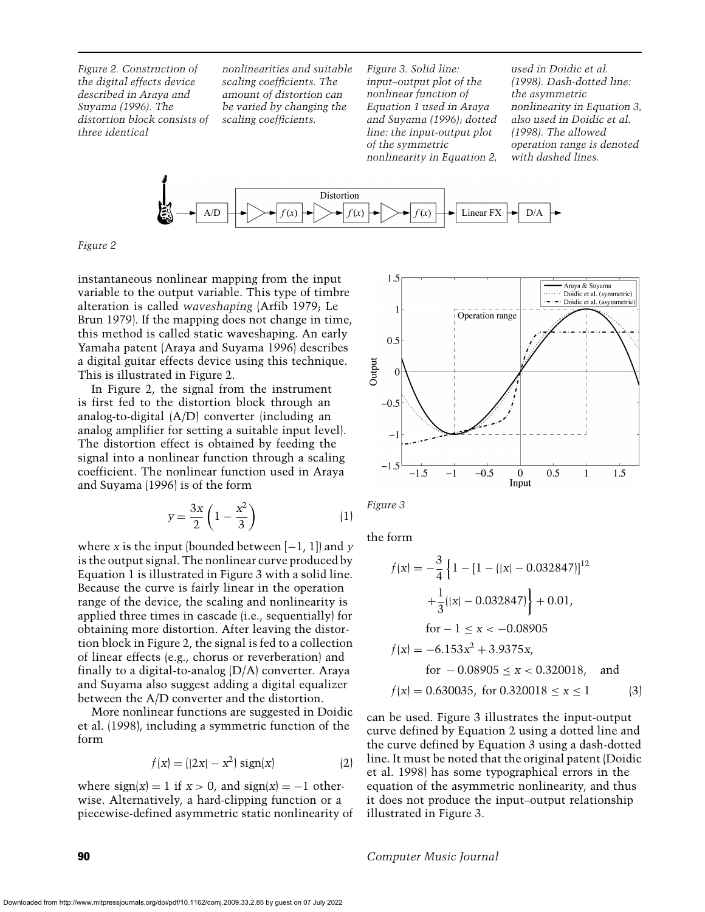*Figure 2. Construction of the digital effects device described in Araya and Suyama (1996). The distortion block consists of three identical nonlinearities and suitable scaling coefficients. The amount of distortion can be varied by changing the scaling coefficients.*

*Figure 3. Solid line: input–output plot of the nonlinear function of Equation 1 used in Araya and Suyama (1996); dotted line: the input-output plot of the symmetric nonlinearity in Equation 2, used in Doidic et al. (1998). Dash-dotted line: the asymmetric nonlinearity in Equation 3, also used in Doidic et al. (1998). The allowed operation range is denoted with dashed lines.*

*Figure 2*

instantaneous nonlinear mapping from the input variable to the output variable. This type of timbre alteration is called *waveshaping* (Arfib 1979; Le Brun 1979). If the mapping does not change in time, this method is called static waveshaping. An early Yamaha patent (Araya and Suyama 1996) describes a digital guitar effects device using this technique. This is illustrated in Figure 2.

In Figure 2, the signal from the instrument is first fed to the distortion block through an analog-to-digital (A/D) converter (including an analog amplifier for setting a suitable input level). The distortion effect is obtained by feeding the signal into a nonlinear function through a scaling coefficient. The nonlinear function used in Araya and Suyama (1996) is of the form

$$y = \frac{3x}{2}\left(1 - \frac{x^2}{3}\right) \tag{1}$$

where $x$ is the input (bounded between $[-1, 1]$) and $y$ is the output signal. The nonlinear curve produced by Equation 1 is illustrated in Figure 3 with a solid line. Because the curve is fairly linear in the operation range of the device, the scaling and nonlinearity is applied three times in cascade (i.e., sequentially) for obtaining more distortion. After leaving the distortion block in Figure 2, the signal is fed to a collection of linear effects (e.g., chorus or reverberation) and finally to a digital-to-analog (D/A) converter. Araya and Suyama also suggest adding a digital equalizer between the A/D converter and the distortion.

More nonlinear functions are suggested in Doidic et al. (1998), including a symmetric function of the form

$$f(x) = (|2x| - x^2)\,\mathrm{sign}(x) \tag{2}$$

where $\mathrm{sign}(x) = 1$ if $x > 0$, and $\mathrm{sign}(x) = -1$ otherwise. Alternatively, a hard-clipping function or a piecewise-defined asymmetric static nonlinearity of the form

*Figure 3*

$$\begin{aligned}
f(x) &= -\frac{3}{4}\left\{1 - [1 - (|x| - 0.032847)]^{12} + \frac{1}{3}(|x| - 0.032847)\right\} + 0.01, \\
&\quad \text{for } -1 \le x < -0.08905 \\
f(x) &= -6.153x^2 + 3.9375x, \\
&\quad \text{for } -0.08905 \le x < 0.320018, \quad \text{and} \\
f(x) &= 0.630035, \text{ for } 0.320018 \le x \le 1
\end{aligned} \tag{3}$$

can be used. Figure 3 illustrates the input-output curve defined by Equation 2 using a dotted line and the curve defined by Equation 3 using a dash-dotted line. It must be noted that the original patent (Doidic et al. 1998) has some typographical errors in the equation of the asymmetric nonlinearity, and thus it does not produce the input–output relationship illustrated in Figure 3.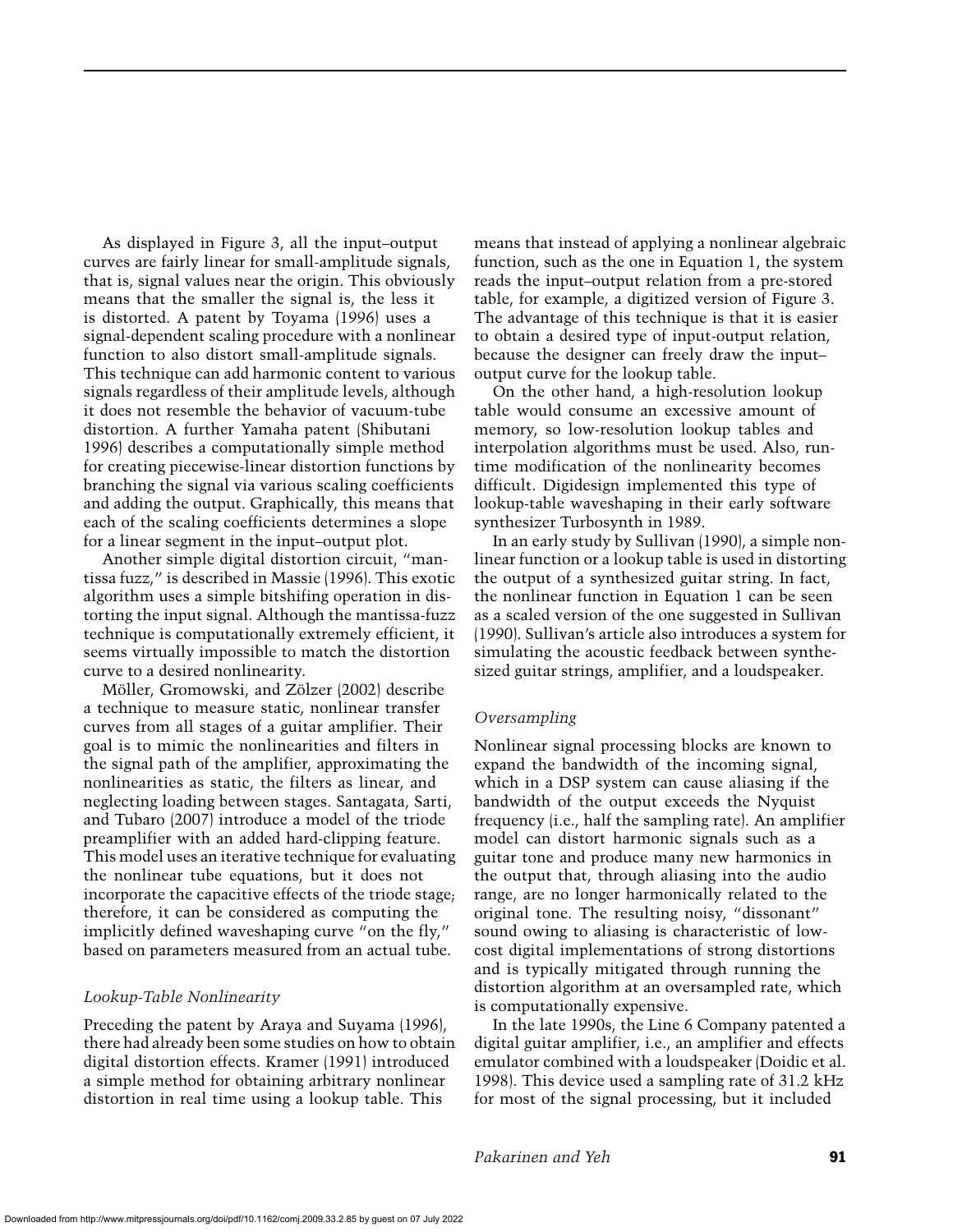As displayed in Figure 3, all the input–output curves are fairly linear for small-amplitude signals, that is, signal values near the origin. This obviously means that the smaller the signal is, the less it is distorted. A patent by Toyama (1996) uses a signal-dependent scaling procedure with a nonlinear function to also distort small-amplitude signals. This technique can add harmonic content to various signals regardless of their amplitude levels, although it does not resemble the behavior of vacuum-tube distortion. A further Yamaha patent (Shibutani 1996) describes a computationally simple method for creating piecewise-linear distortion functions by branching the signal via various scaling coefficients and adding the output. Graphically, this means that each of the scaling coefficients determines a slope for a linear segment in the input–output plot.

Another simple digital distortion circuit, "mantissa fuzz," is described in Massie (1996). This exotic algorithm uses a simple bitshifing operation in distorting the input signal. Although the mantissa-fuzz technique is computationally extremely efficient, it seems virtually impossible to match the distortion curve to a desired nonlinearity.

Möller, Gromowski, and Zölzer (2002) describe a technique to measure static, nonlinear transfer curves from all stages of a guitar amplifier. Their goal is to mimic the nonlinearities and filters in the signal path of the amplifier, approximating the nonlinearities as static, the filters as linear, and neglecting loading between stages. Santagata, Sarti, and Tubaro (2007) introduce a model of the triode preamplifier with an added hard-clipping feature. This model uses an iterative technique for evaluating the nonlinear tube equations, but it does not incorporate the capacitive effects of the triode stage; therefore, it can be considered as computing the implicitly defined waveshaping curve "on the fly," based on parameters measured from an actual tube.

### *Lookup-Table Nonlinearity*

Preceding the patent by Araya and Suyama (1996), there had already been some studies on how to obtain digital distortion effects. Kramer (1991) introduced a simple method for obtaining arbitrary nonlinear distortion in real time using a lookup table. This means that instead of applying a nonlinear algebraic function, such as the one in Equation 1, the system reads the input–output relation from a pre-stored table, for example, a digitized version of Figure 3. The advantage of this technique is that it is easier to obtain a desired type of input-output relation, because the designer can freely draw the input–output curve for the lookup table.

On the other hand, a high-resolution lookup table would consume an excessive amount of memory, so low-resolution lookup tables and interpolation algorithms must be used. Also, run-time modification of the nonlinearity becomes difficult. Digidesign implemented this type of lookup-table waveshaping in their early software synthesizer Turbosynth in 1989.

In an early study by Sullivan (1990), a simple nonlinear function or a lookup table is used in distorting the output of a synthesized guitar string. In fact, the nonlinear function in Equation 1 can be seen as a scaled version of the one suggested in Sullivan (1990). Sullivan's article also introduces a system for simulating the acoustic feedback between synthesized guitar strings, amplifier, and a loudspeaker.

### *Oversampling*

Nonlinear signal processing blocks are known to expand the bandwidth of the incoming signal, which in a DSP system can cause aliasing if the bandwidth of the output exceeds the Nyquist frequency (i.e., half the sampling rate). An amplifier model can distort harmonic signals such as a guitar tone and produce many new harmonics in the output that, through aliasing into the audio range, are no longer harmonically related to the original tone. The resulting noisy, "dissonant" sound owing to aliasing is characteristic of low-cost digital implementations of strong distortions and is typically mitigated through running the distortion algorithm at an oversampled rate, which is computationally expensive.

In the late 1990s, the Line 6 Company patented a digital guitar amplifier, i.e., an amplifier and effects emulator combined with a loudspeaker (Doidic et al. 1998). This device used a sampling rate of 31.2 kHz for most of the signal processing, but it included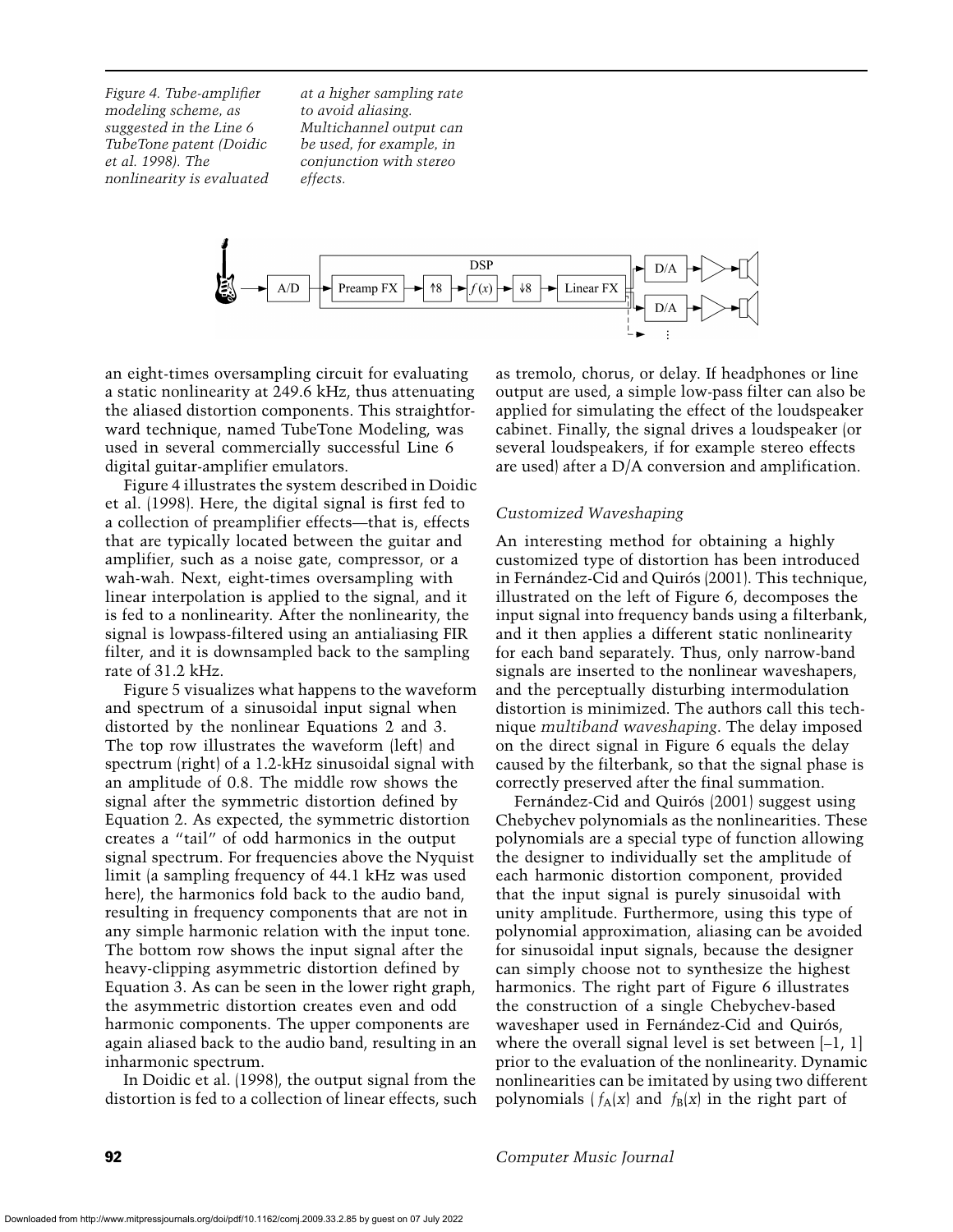*Figure 4. Tube-amplifier modeling scheme, as suggested in the Line 6 TubeTone patent (Doidic et al. 1998). The nonlinearity is evaluated at a higher sampling rate to avoid aliasing. Multichannel output can be used, for example, in conjunction with stereo effects.*

an eight-times oversampling circuit for evaluating a static nonlinearity at 249.6 kHz, thus attenuating the aliased distortion components. This straightforward technique, named TubeTone Modeling, was used in several commercially successful Line 6 digital guitar-amplifier emulators.

Figure 4 illustrates the system described in Doidic et al. (1998). Here, the digital signal is first fed to a collection of preamplifier effects—that is, effects that are typically located between the guitar and amplifier, such as a noise gate, compressor, or a wah-wah. Next, eight-times oversampling with linear interpolation is applied to the signal, and it is fed to a nonlinearity. After the nonlinearity, the signal is lowpass-filtered using an antialiasing FIR filter, and it is downsampled back to the sampling rate of 31.2 kHz.

Figure 5 visualizes what happens to the waveform and spectrum of a sinusoidal input signal when distorted by the nonlinear Equations 2 and 3. The top row illustrates the waveform (left) and spectrum (right) of a 1.2-kHz sinusoidal signal with an amplitude of 0.8. The middle row shows the signal after the symmetric distortion defined by Equation 2. As expected, the symmetric distortion creates a "tail" of odd harmonics in the output signal spectrum. For frequencies above the Nyquist limit (a sampling frequency of 44.1 kHz was used here), the harmonics fold back to the audio band, resulting in frequency components that are not in any simple harmonic relation with the input tone. The bottom row shows the input signal after the heavy-clipping asymmetric distortion defined by Equation 3. As can be seen in the lower right graph, the asymmetric distortion creates even and odd harmonic components. The upper components are again aliased back to the audio band, resulting in an inharmonic spectrum.

In Doidic et al. (1998), the output signal from the distortion is fed to a collection of linear effects, such as tremolo, chorus, or delay. If headphones or line output are used, a simple low-pass filter can also be applied for simulating the effect of the loudspeaker cabinet. Finally, the signal drives a loudspeaker (or several loudspeakers, if for example stereo effects are used) after a D/A conversion and amplification.

### *Customized Waveshaping*

An interesting method for obtaining a highly customized type of distortion has been introduced in Fernández-Cid and Quirós (2001). This technique, illustrated on the left of Figure 6, decomposes the input signal into frequency bands using a filterbank, and it then applies a different static nonlinearity for each band separately. Thus, only narrow-band signals are inserted to the nonlinear waveshapers, and the perceptually disturbing intermodulation distortion is minimized. The authors call this technique *multiband waveshaping*. The delay imposed on the direct signal in Figure 6 equals the delay caused by the filterbank, so that the signal phase is correctly preserved after the final summation.

Fernández-Cid and Quirós (2001) suggest using Chebychev polynomials as the nonlinearities. These polynomials are a special type of function allowing the designer to individually set the amplitude of each harmonic distortion component, provided that the input signal is purely sinusoidal with unity amplitude. Furthermore, using this type of polynomial approximation, aliasing can be avoided for sinusoidal input signals, because the designer can simply choose not to synthesize the highest harmonics. The right part of Figure 6 illustrates the construction of a single Chebychev-based waveshaper used in Fernández-Cid and Quirós, where the overall signal level is set between [–1, 1] prior to the evaluation of the nonlinearity. Dynamic nonlinearities can be imitated by using two different polynomials ( $f_A(x)$ and $f_B(x)$ in the right part of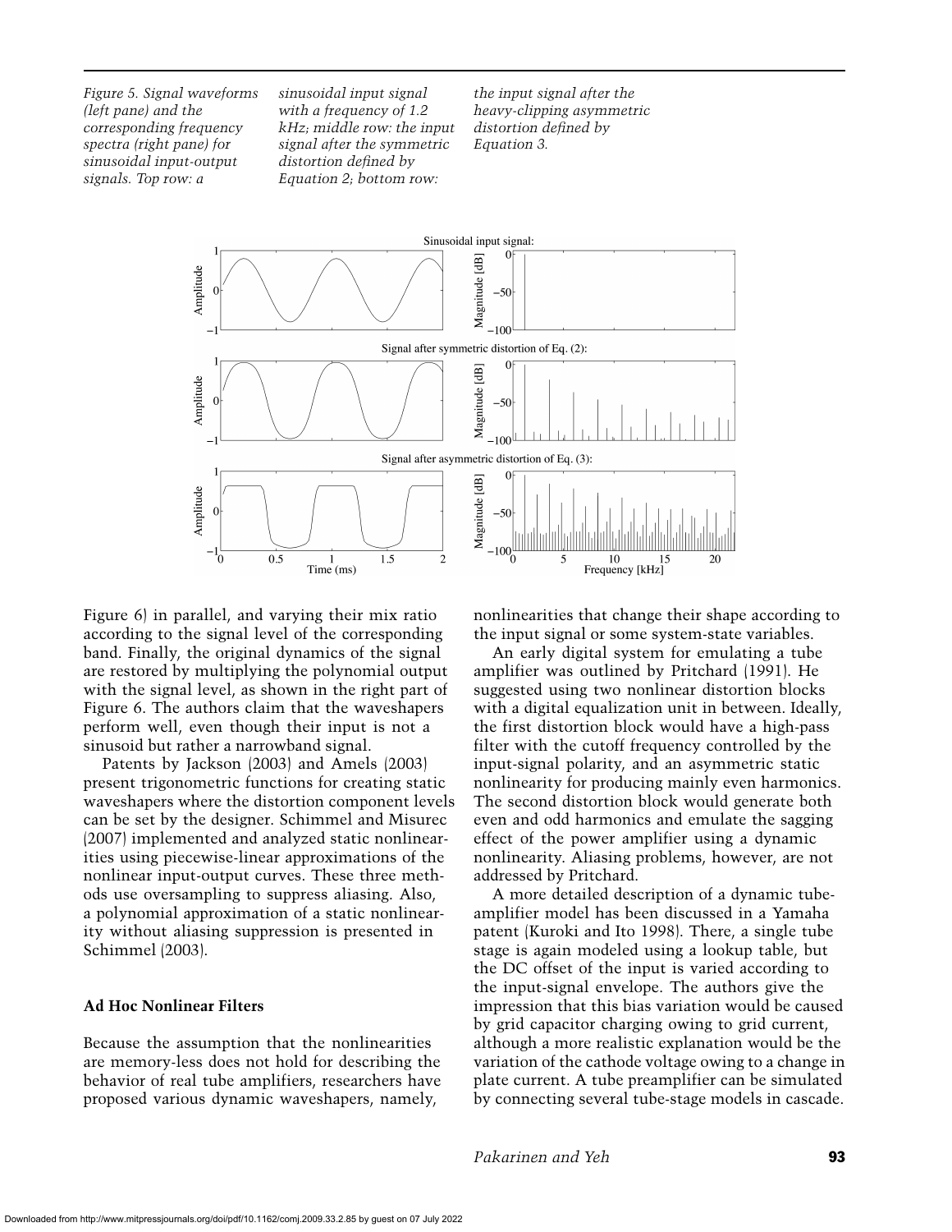Figure 5. Signal waveforms (left pane) and the corresponding frequency spectra (right pane) for sinusoidal input-output signals. Top row: a sinusoidal input signal with a frequency of 1.2 kHz; middle row: the input signal after the symmetric distortion defined by Equation 2; bottom row: the input signal after the heavy-clipping asymmetric distortion defined by Equation 3.

Figure 6) in parallel, and varying their mix ratio according to the signal level of the corresponding band. Finally, the original dynamics of the signal are restored by multiplying the polynomial output with the signal level, as shown in the right part of Figure 6. The authors claim that the waveshapers perform well, even though their input is not a sinusoid but rather a narrowband signal.

Patents by Jackson (2003) and Amels (2003) present trigonometric functions for creating static waveshapers where the distortion component levels can be set by the designer. Schimmel and Misurec (2007) implemented and analyzed static nonlinearities using piecewise-linear approximations of the nonlinear input-output curves. These three methods use oversampling to suppress aliasing. Also, a polynomial approximation of a static nonlinearity without aliasing suppression is presented in Schimmel (2003).

## Ad Hoc Nonlinear Filters

Because the assumption that the nonlinearities are memory-less does not hold for describing the behavior of real tube amplifiers, researchers have proposed various dynamic waveshapers, namely, nonlinearities that change their shape according to the input signal or some system-state variables.

An early digital system for emulating a tube amplifier was outlined by Pritchard (1991). He suggested using two nonlinear distortion blocks with a digital equalization unit in between. Ideally, the first distortion block would have a high-pass filter with the cutoff frequency controlled by the input-signal polarity, and an asymmetric static nonlinearity for producing mainly even harmonics. The second distortion block would generate both even and odd harmonics and emulate the sagging effect of the power amplifier using a dynamic nonlinearity. Aliasing problems, however, are not addressed by Pritchard.

A more detailed description of a dynamic tube-amplifier model has been discussed in a Yamaha patent (Kuroki and Ito 1998). There, a single tube stage is again modeled using a lookup table, but the DC offset of the input is varied according to the input-signal envelope. The authors give the impression that this bias variation would be caused by grid capacitor charging owing to grid current, although a more realistic explanation would be the variation of the cathode voltage owing to a change in plate current. A tube preamplifier can be simulated by connecting several tube-stage models in cascade.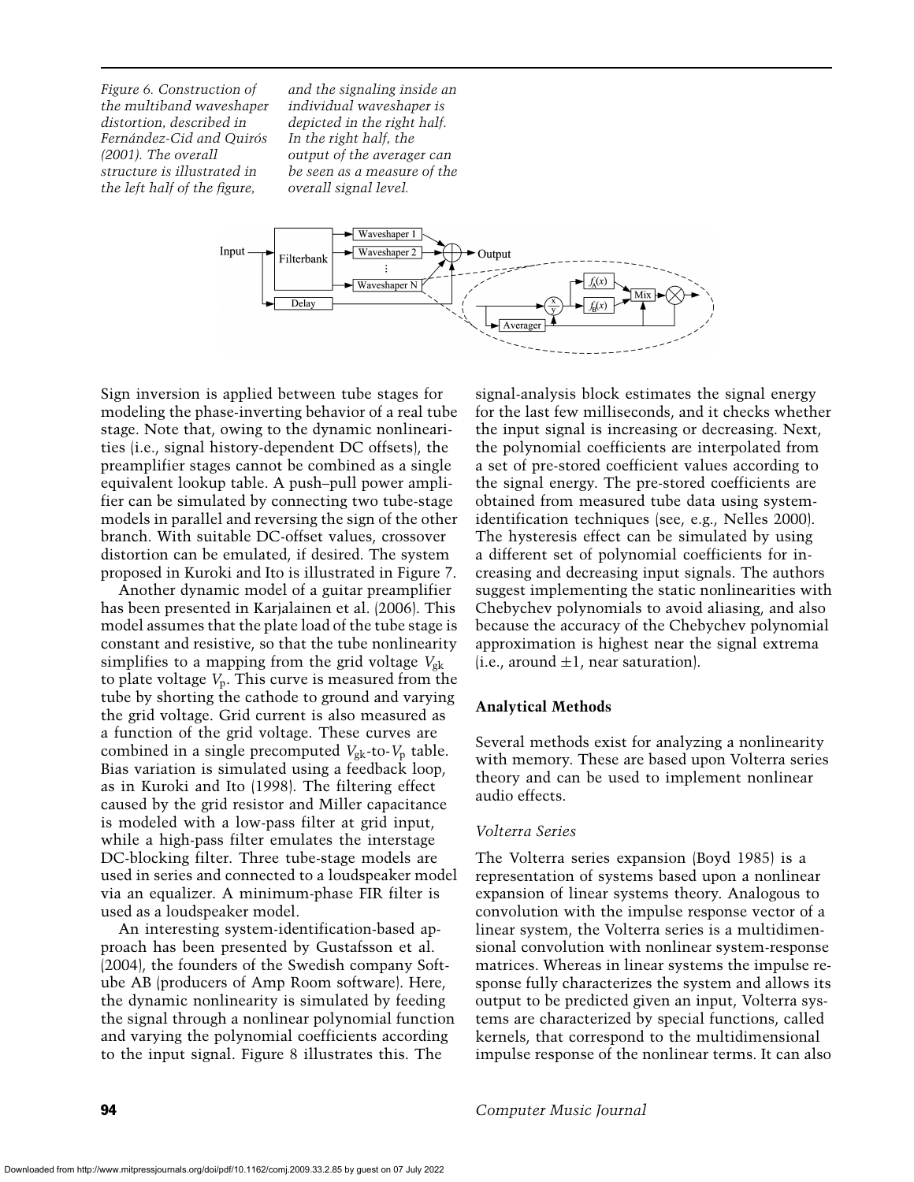*Figure 6. Construction of the multiband waveshaper distortion, described in Fernández-Cid and Quirós (2001). The overall structure is illustrated in the left half of the figure, and the signaling inside an individual waveshaper is depicted in the right half. In the right half, the output of the averager can be seen as a measure of the overall signal level.*

Sign inversion is applied between tube stages for modeling the phase-inverting behavior of a real tube stage. Note that, owing to the dynamic nonlinearities (i.e., signal history-dependent DC offsets), the preamplifier stages cannot be combined as a single equivalent lookup table. A push–pull power amplifier can be simulated by connecting two tube-stage models in parallel and reversing the sign of the other branch. With suitable DC-offset values, crossover distortion can be emulated, if desired. The system proposed in Kuroki and Ito is illustrated in Figure 7.

Another dynamic model of a guitar preamplifier has been presented in Karjalainen et al. (2006). This model assumes that the plate load of the tube stage is constant and resistive, so that the tube nonlinearity simplifies to a mapping from the grid voltage $V_{gk}$ to plate voltage $V_p$. This curve is measured from the tube by shorting the cathode to ground and varying the grid voltage. Grid current is also measured as a function of the grid voltage. These curves are combined in a single precomputed $V_{gk}$-to-$V_p$ table. Bias variation is simulated using a feedback loop, as in Kuroki and Ito (1998). The filtering effect caused by the grid resistor and Miller capacitance is modeled with a low-pass filter at grid input, while a high-pass filter emulates the interstage DC-blocking filter. Three tube-stage models are used in series and connected to a loudspeaker model via an equalizer. A minimum-phase FIR filter is used as a loudspeaker model.

An interesting system-identification-based approach has been presented by Gustafsson et al. (2004), the founders of the Swedish company Softube AB (producers of Amp Room software). Here, the dynamic nonlinearity is simulated by feeding the signal through a nonlinear polynomial function and varying the polynomial coefficients according to the input signal. Figure 8 illustrates this. The signal-analysis block estimates the signal energy for the last few milliseconds, and it checks whether the input signal is increasing or decreasing. Next, the polynomial coefficients are interpolated from a set of pre-stored coefficient values according to the signal energy. The pre-stored coefficients are obtained from measured tube data using system-identification techniques (see, e.g., Nelles 2000). The hysteresis effect can be simulated by using a different set of polynomial coefficients for increasing and decreasing input signals. The authors suggest implementing the static nonlinearities with Chebychev polynomials to avoid aliasing, and also because the accuracy of the Chebychev polynomial approximation is highest near the signal extrema (i.e., around $\pm 1$, near saturation).

## Analytical Methods

Several methods exist for analyzing a nonlinearity with memory. These are based upon Volterra series theory and can be used to implement nonlinear audio effects.

### *Volterra Series*

The Volterra series expansion (Boyd 1985) is a representation of systems based upon a nonlinear expansion of linear systems theory. Analogous to convolution with the impulse response vector of a linear system, the Volterra series is a multidimensional convolution with nonlinear system-response matrices. Whereas in linear systems the impulse response fully characterizes the system and allows its output to be predicted given an input, Volterra systems are characterized by special functions, called kernels, that correspond to the multidimensional impulse response of the nonlinear terms. It can also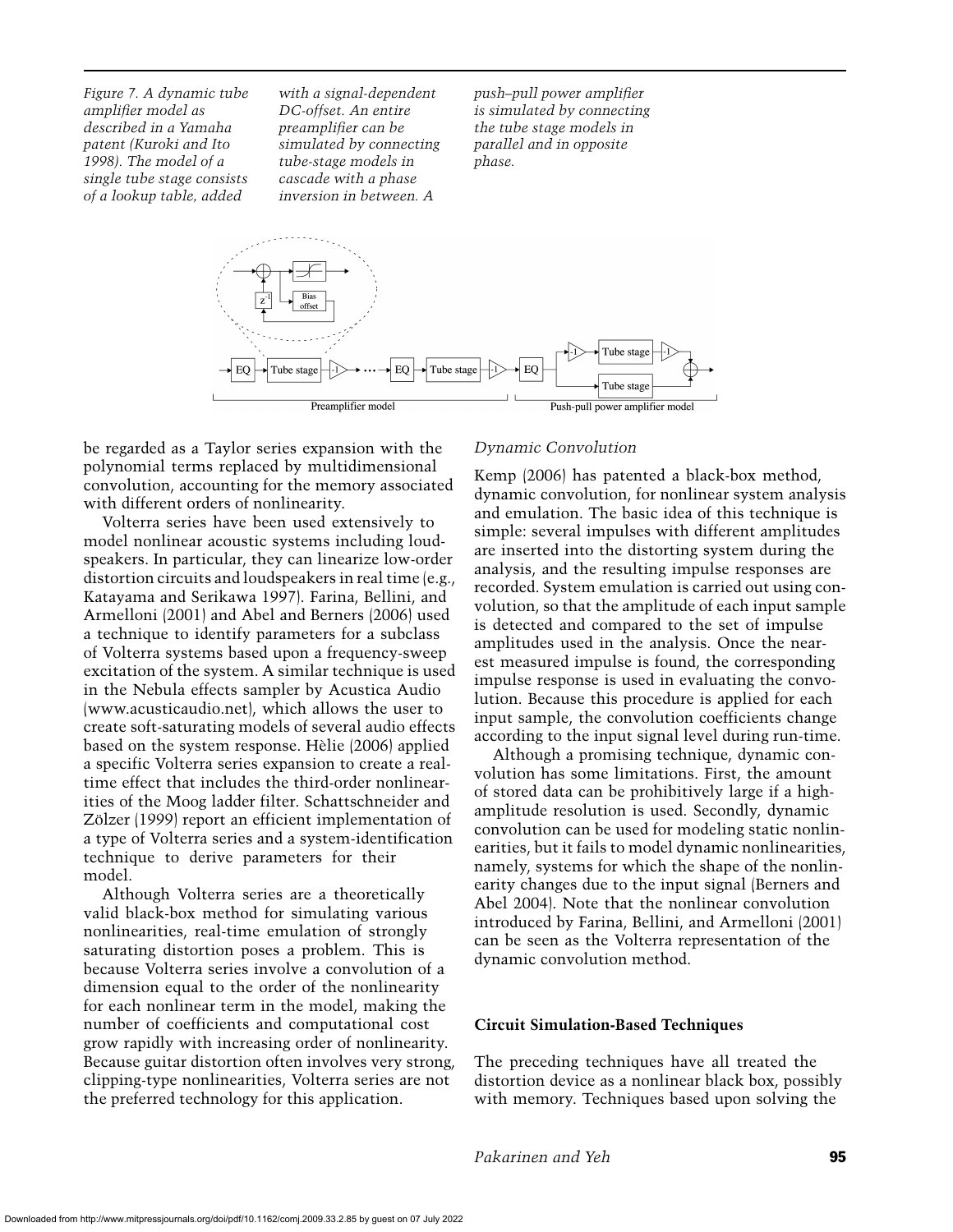*Figure 7. A dynamic tube amplifier model as described in a Yamaha patent (Kuroki and Ito 1998). The model of a single tube stage consists of a lookup table, added with a signal-dependent DC-offset. An entire preamplifier can be simulated by connecting tube-stage models in cascade with a phase inversion in between. A push–pull power amplifier is simulated by connecting the tube stage models in parallel and in opposite phase.*

be regarded as a Taylor series expansion with the polynomial terms replaced by multidimensional convolution, accounting for the memory associated with different orders of nonlinearity.

Volterra series have been used extensively to model nonlinear acoustic systems including loudspeakers. In particular, they can linearize low-order distortion circuits and loudspeakers in real time (e.g., Katayama and Serikawa 1997). Farina, Bellini, and Armelloni (2001) and Abel and Berners (2006) used a technique to identify parameters for a subclass of Volterra systems based upon a frequency-sweep excitation of the system. A similar technique is used in the Nebula effects sampler by Acustica Audio (www.acusticaudio.net), which allows the user to create soft-saturating models of several audio effects based on the system response. Hèlie (2006) applied a specific Volterra series expansion to create a real-time effect that includes the third-order nonlinearities of the Moog ladder filter. Schattschneider and Zölzer (1999) report an efficient implementation of a type of Volterra series and a system-identification technique to derive parameters for their model.

Although Volterra series are a theoretically valid black-box method for simulating various nonlinearities, real-time emulation of strongly saturating distortion poses a problem. This is because Volterra series involve a convolution of a dimension equal to the order of the nonlinearity for each nonlinear term in the model, making the number of coefficients and computational cost grow rapidly with increasing order of nonlinearity. Because guitar distortion often involves very strong, clipping-type nonlinearities, Volterra series are not the preferred technology for this application.

### *Dynamic Convolution*

Kemp (2006) has patented a black-box method, dynamic convolution, for nonlinear system analysis and emulation. The basic idea of this technique is simple: several impulses with different amplitudes are inserted into the distorting system during the analysis, and the resulting impulse responses are recorded. System emulation is carried out using convolution, so that the amplitude of each input sample is detected and compared to the set of impulse amplitudes used in the analysis. Once the nearest measured impulse is found, the corresponding impulse response is used in evaluating the convolution. Because this procedure is applied for each input sample, the convolution coefficients change according to the input signal level during run-time.

Although a promising technique, dynamic convolution has some limitations. First, the amount of stored data can be prohibitively large if a high-amplitude resolution is used. Secondly, dynamic convolution can be used for modeling static nonlinearities, but it fails to model dynamic nonlinearities, namely, systems for which the shape of the nonlinearity changes due to the input signal (Berners and Abel 2004). Note that the nonlinear convolution introduced by Farina, Bellini, and Armelloni (2001) can be seen as the Volterra representation of the dynamic convolution method.

## Circuit Simulation-Based Techniques

The preceding techniques have all treated the distortion device as a nonlinear black box, possibly with memory. Techniques based upon solving the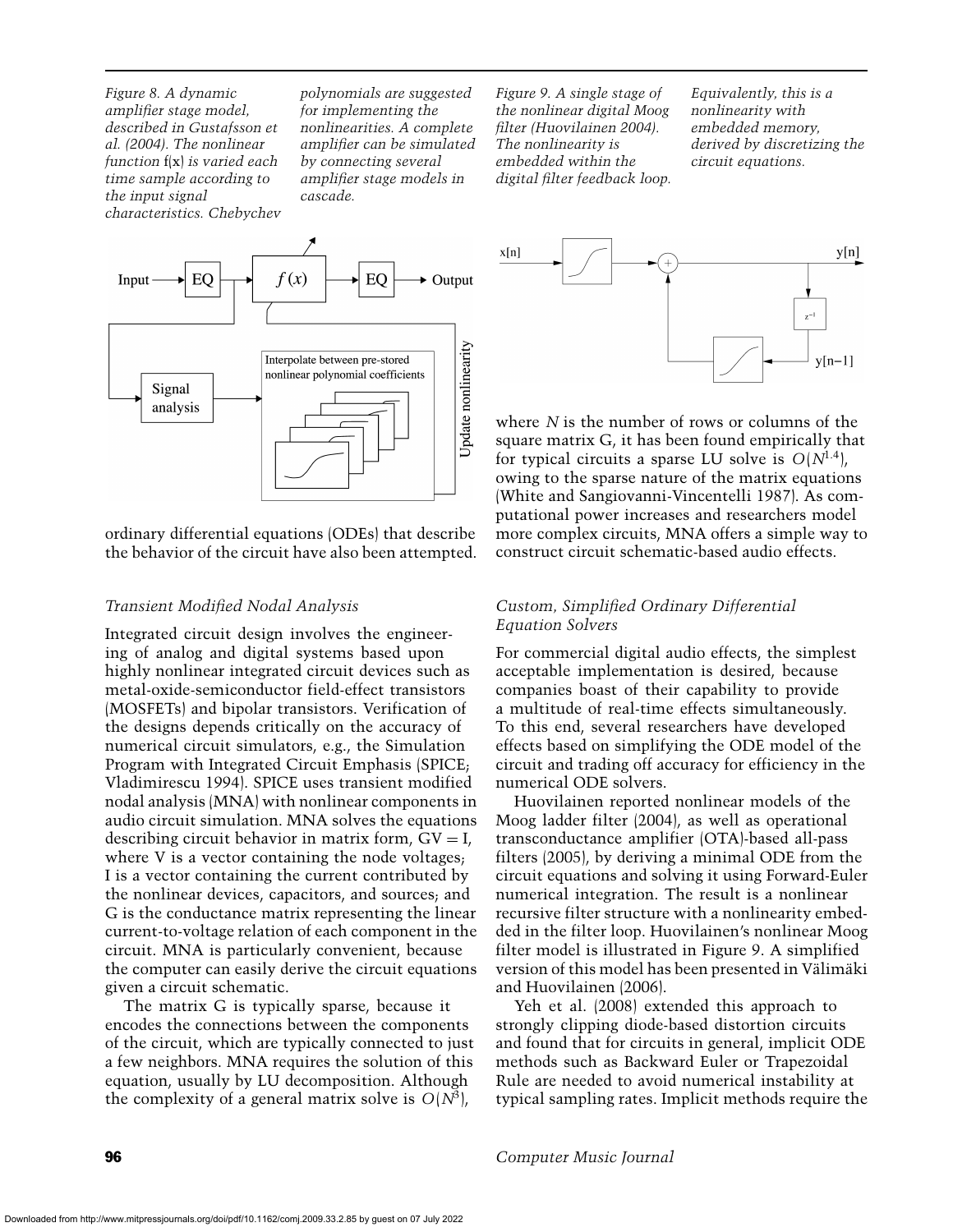*Figure 8. A dynamic amplifier stage model, described in Gustafsson et al. (2004). The nonlinear function* f(x) *is varied each time sample according to the input signal characteristics. Chebychev polynomials are suggested for implementing the nonlinearities. A complete amplifier can be simulated by connecting several amplifier stage models in cascade.*

*Figure 9. A single stage of the nonlinear digital Moog filter (Huovilainen 2004). The nonlinearity is embedded within the digital filter feedback loop. Equivalently, this is a nonlinearity with embedded memory, derived by discretizing the circuit equations.*

ordinary differential equations (ODEs) that describe the behavior of the circuit have also been attempted.

### *Transient Modified Nodal Analysis*

Integrated circuit design involves the engineering of analog and digital systems based upon highly nonlinear integrated circuit devices such as metal-oxide-semiconductor field-effect transistors (MOSFETs) and bipolar transistors. Verification of the designs depends critically on the accuracy of numerical circuit simulators, e.g., the Simulation Program with Integrated Circuit Emphasis (SPICE; Vladimirescu 1994). SPICE uses transient modified nodal analysis (MNA) with nonlinear components in audio circuit simulation. MNA solves the equations describing circuit behavior in matrix form, $GV = I$, where V is a vector containing the node voltages; I is a vector containing the current contributed by the nonlinear devices, capacitors, and sources; and G is the conductance matrix representing the linear current-to-voltage relation of each component in the circuit. MNA is particularly convenient, because the computer can easily derive the circuit equations given a circuit schematic.

The matrix G is typically sparse, because it encodes the connections between the components of the circuit, which are typically connected to just a few neighbors. MNA requires the solution of this equation, usually by LU decomposition. Although the complexity of a general matrix solve is $O(N^3)$, where $N$ is the number of rows or columns of the square matrix G, it has been found empirically that for typical circuits a sparse LU solve is $O(N^{1.4})$, owing to the sparse nature of the matrix equations (White and Sangiovanni-Vincentelli 1987). As computational power increases and researchers model more complex circuits, MNA offers a simple way to construct circuit schematic-based audio effects.

### *Custom, Simplified Ordinary Differential Equation Solvers*

For commercial digital audio effects, the simplest acceptable implementation is desired, because companies boast of their capability to provide a multitude of real-time effects simultaneously. To this end, several researchers have developed effects based on simplifying the ODE model of the circuit and trading off accuracy for efficiency in the numerical ODE solvers.

Huovilainen reported nonlinear models of the Moog ladder filter (2004), as well as operational transconductance amplifier (OTA)-based all-pass filters (2005), by deriving a minimal ODE from the circuit equations and solving it using Forward-Euler numerical integration. The result is a nonlinear recursive filter structure with a nonlinearity embedded in the filter loop. Huovilainen's nonlinear Moog filter model is illustrated in Figure 9. A simplified version of this model has been presented in Välimäki and Huovilainen (2006).

Yeh et al. (2008) extended this approach to strongly clipping diode-based distortion circuits and found that for circuits in general, implicit ODE methods such as Backward Euler or Trapezoidal Rule are needed to avoid numerical instability at typical sampling rates. Implicit methods require the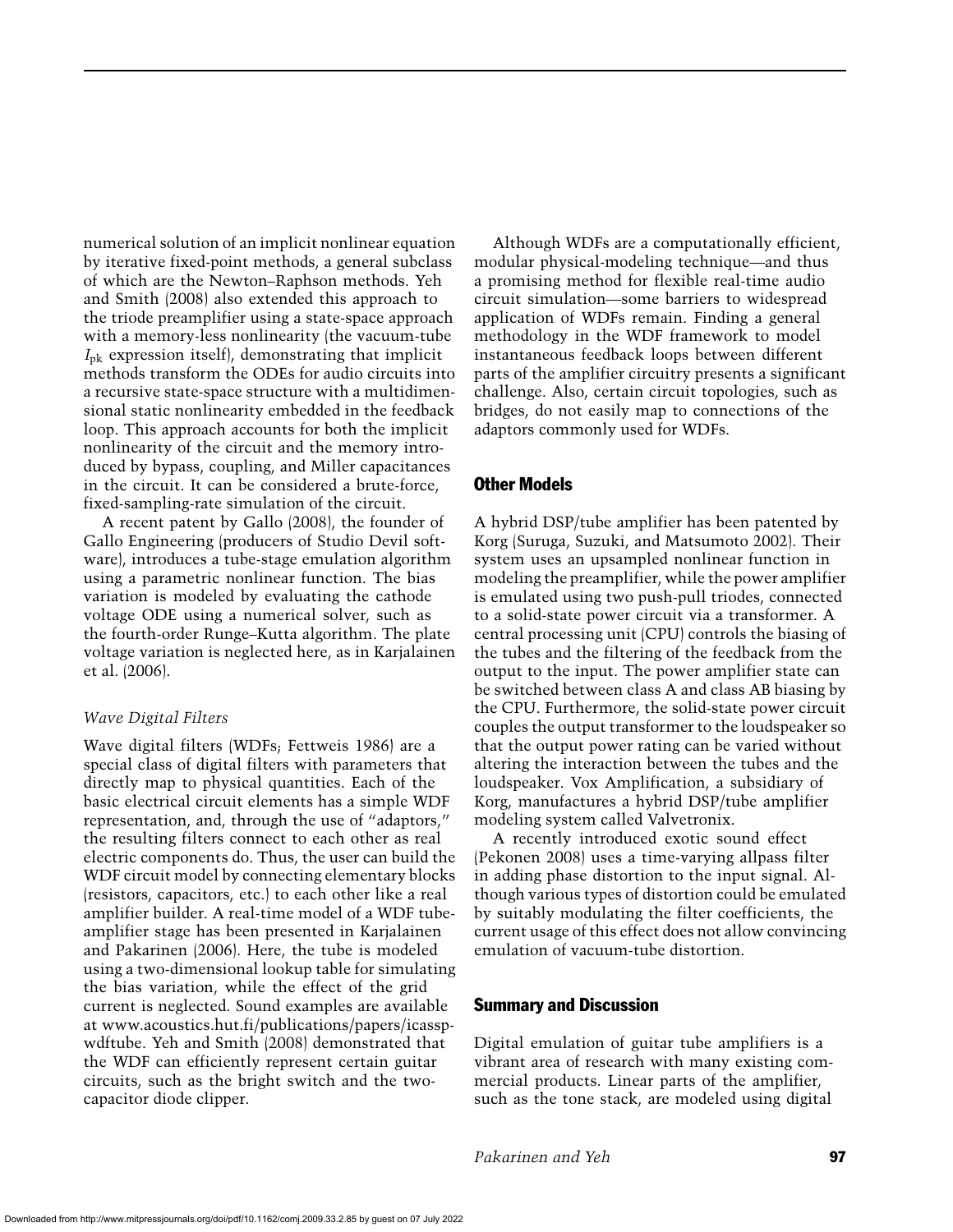numerical solution of an implicit nonlinear equation by iterative fixed-point methods, a general subclass of which are the Newton–Raphson methods. Yeh and Smith (2008) also extended this approach to the triode preamplifier using a state-space approach with a memory-less nonlinearity (the vacuum-tube $I_{pk}$ expression itself), demonstrating that implicit methods transform the ODEs for audio circuits into a recursive state-space structure with a multidimensional static nonlinearity embedded in the feedback loop. This approach accounts for both the implicit nonlinearity of the circuit and the memory introduced by bypass, coupling, and Miller capacitances in the circuit. It can be considered a brute-force, fixed-sampling-rate simulation of the circuit.

A recent patent by Gallo (2008), the founder of Gallo Engineering (producers of Studio Devil software), introduces a tube-stage emulation algorithm using a parametric nonlinear function. The bias variation is modeled by evaluating the cathode voltage ODE using a numerical solver, such as the fourth-order Runge–Kutta algorithm. The plate voltage variation is neglected here, as in Karjalainen et al. (2006).

### *Wave Digital Filters*

Wave digital filters (WDFs; Fettweis 1986) are a special class of digital filters with parameters that directly map to physical quantities. Each of the basic electrical circuit elements has a simple WDF representation, and, through the use of "adaptors," the resulting filters connect to each other as real electric components do. Thus, the user can build the WDF circuit model by connecting elementary blocks (resistors, capacitors, etc.) to each other like a real amplifier builder. A real-time model of a WDF tube-amplifier stage has been presented in Karjalainen and Pakarinen (2006). Here, the tube is modeled using a two-dimensional lookup table for simulating the bias variation, while the effect of the grid current is neglected. Sound examples are available at www.acoustics.hut.fi/publications/papers/icassp-wdftube. Yeh and Smith (2008) demonstrated that the WDF can efficiently represent certain guitar circuits, such as the bright switch and the two-capacitor diode clipper.

Although WDFs are a computationally efficient, modular physical-modeling technique—and thus a promising method for flexible real-time audio circuit simulation—some barriers to widespread application of WDFs remain. Finding a general methodology in the WDF framework to model instantaneous feedback loops between different parts of the amplifier circuitry presents a significant challenge. Also, certain circuit topologies, such as bridges, do not easily map to connections of the adaptors commonly used for WDFs.

## Other Models

A hybrid DSP/tube amplifier has been patented by Korg (Suruga, Suzuki, and Matsumoto 2002). Their system uses an upsampled nonlinear function in modeling the preamplifier, while the power amplifier is emulated using two push-pull triodes, connected to a solid-state power circuit via a transformer. A central processing unit (CPU) controls the biasing of the tubes and the filtering of the feedback from the output to the input. The power amplifier state can be switched between class A and class AB biasing by the CPU. Furthermore, the solid-state power circuit couples the output transformer to the loudspeaker so that the output power rating can be varied without altering the interaction between the tubes and the loudspeaker. Vox Amplification, a subsidiary of Korg, manufactures a hybrid DSP/tube amplifier modeling system called Valvetronix.

A recently introduced exotic sound effect (Pekonen 2008) uses a time-varying allpass filter in adding phase distortion to the input signal. Although various types of distortion could be emulated by suitably modulating the filter coefficients, the current usage of this effect does not allow convincing emulation of vacuum-tube distortion.

## Summary and Discussion

Digital emulation of guitar tube amplifiers is a vibrant area of research with many existing commercial products. Linear parts of the amplifier, such as the tone stack, are modeled using digital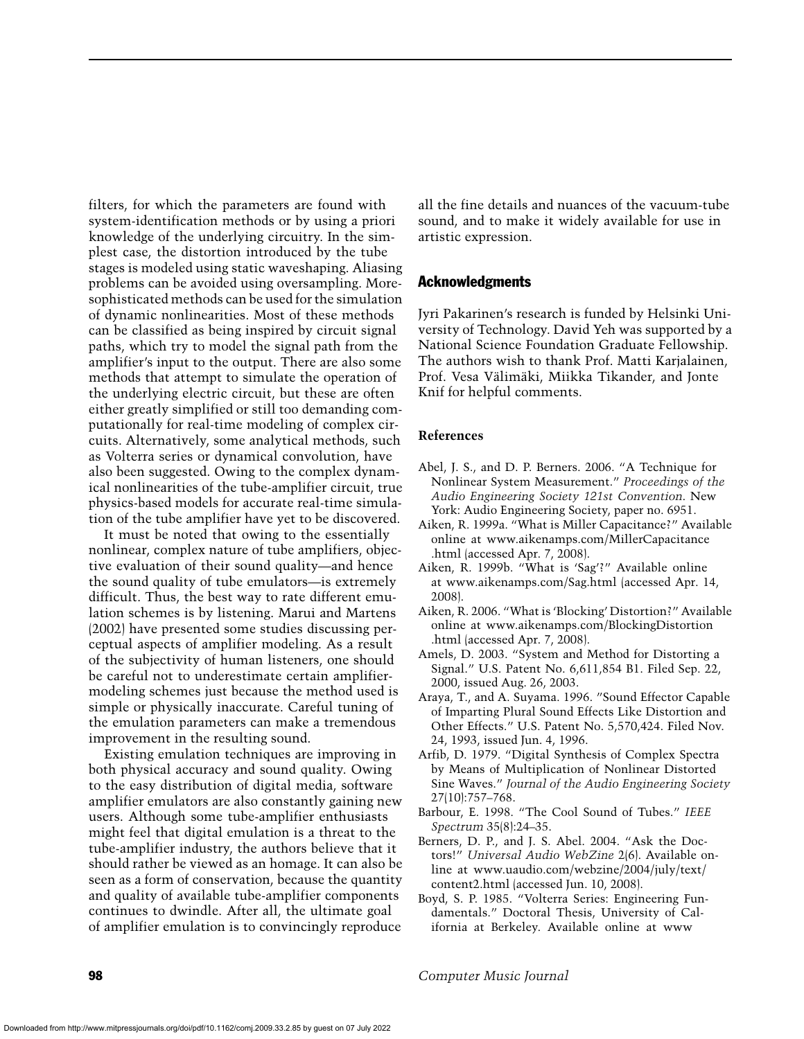filters, for which the parameters are found with system-identification methods or by using a priori knowledge of the underlying circuitry. In the simplest case, the distortion introduced by the tube stages is modeled using static waveshaping. Aliasing problems can be avoided using oversampling. More-sophisticated methods can be used for the simulation of dynamic nonlinearities. Most of these methods can be classified as being inspired by circuit signal paths, which try to model the signal path from the amplifier's input to the output. There are also some methods that attempt to simulate the operation of the underlying electric circuit, but these are often either greatly simplified or still too demanding computationally for real-time modeling of complex circuits. Alternatively, some analytical methods, such as Volterra series or dynamical convolution, have also been suggested. Owing to the complex dynamical nonlinearities of the tube-amplifier circuit, true physics-based models for accurate real-time simulation of the tube amplifier have yet to be discovered.

It must be noted that owing to the essentially nonlinear, complex nature of tube amplifiers, objective evaluation of their sound quality—and hence the sound quality of tube emulators—is extremely difficult. Thus, the best way to rate different emulation schemes is by listening. Marui and Martens (2002) have presented some studies discussing perceptual aspects of amplifier modeling. As a result of the subjectivity of human listeners, one should be careful not to underestimate certain amplifier-modeling schemes just because the method used is simple or physically inaccurate. Careful tuning of the emulation parameters can make a tremendous improvement in the resulting sound.

Existing emulation techniques are improving in both physical accuracy and sound quality. Owing to the easy distribution of digital media, software amplifier emulators are also constantly gaining new users. Although some tube-amplifier enthusiasts might feel that digital emulation is a threat to the tube-amplifier industry, the authors believe that it should rather be viewed as an homage. It can also be seen as a form of conservation, because the quantity and quality of available tube-amplifier components continues to dwindle. After all, the ultimate goal of amplifier emulation is to convincingly reproduce all the fine details and nuances of the vacuum-tube sound, and to make it widely available for use in artistic expression.

## Acknowledgments

Jyri Pakarinen's research is funded by Helsinki University of Technology. David Yeh was supported by a National Science Foundation Graduate Fellowship. The authors wish to thank Prof. Matti Karjalainen, Prof. Vesa Välimäki, Miikka Tikander, and Jonte Knif for helpful comments.

### References

Abel, J. S., and D. P. Berners. 2006. "A Technique for Nonlinear System Measurement." *Proceedings of the Audio Engineering Society 121st Convention*. New York: Audio Engineering Society, paper no. 6951.

Aiken, R. 1999a. "What is Miller Capacitance?" Available online at www.aikenamps.com/MillerCapacitance.html (accessed Apr. 7, 2008).

Aiken, R. 1999b. "What is 'Sag'?" Available online at www.aikenamps.com/Sag.html (accessed Apr. 14, 2008).

Aiken, R. 2006. "What is 'Blocking' Distortion?" Available online at www.aikenamps.com/BlockingDistortion.html (accessed Apr. 7, 2008).

Amels, D. 2003. "System and Method for Distorting a Signal." U.S. Patent No. 6,611,854 B1. Filed Sep. 22, 2000, issued Aug. 26, 2003.

Araya, T., and A. Suyama. 1996. "Sound Effector Capable of Imparting Plural Sound Effects Like Distortion and Other Effects." U.S. Patent No. 5,570,424. Filed Nov. 24, 1993, issued Jun. 4, 1996.

Arfib, D. 1979. "Digital Synthesis of Complex Spectra by Means of Multiplication of Nonlinear Distorted Sine Waves." *Journal of the Audio Engineering Society* 27(10):757–768.

Barbour, E. 1998. "The Cool Sound of Tubes." *IEEE Spectrum* 35(8):24–35.

Berners, D. P., and J. S. Abel. 2004. "Ask the Doctors!" *Universal Audio WebZine* 2(6). Available online at www.uaudio.com/webzine/2004/july/text/content2.html (accessed Jun. 10, 2008).

Boyd, S. P. 1985. "Volterra Series: Engineering Fundamentals." Doctoral Thesis, University of California at Berkeley. Available online at www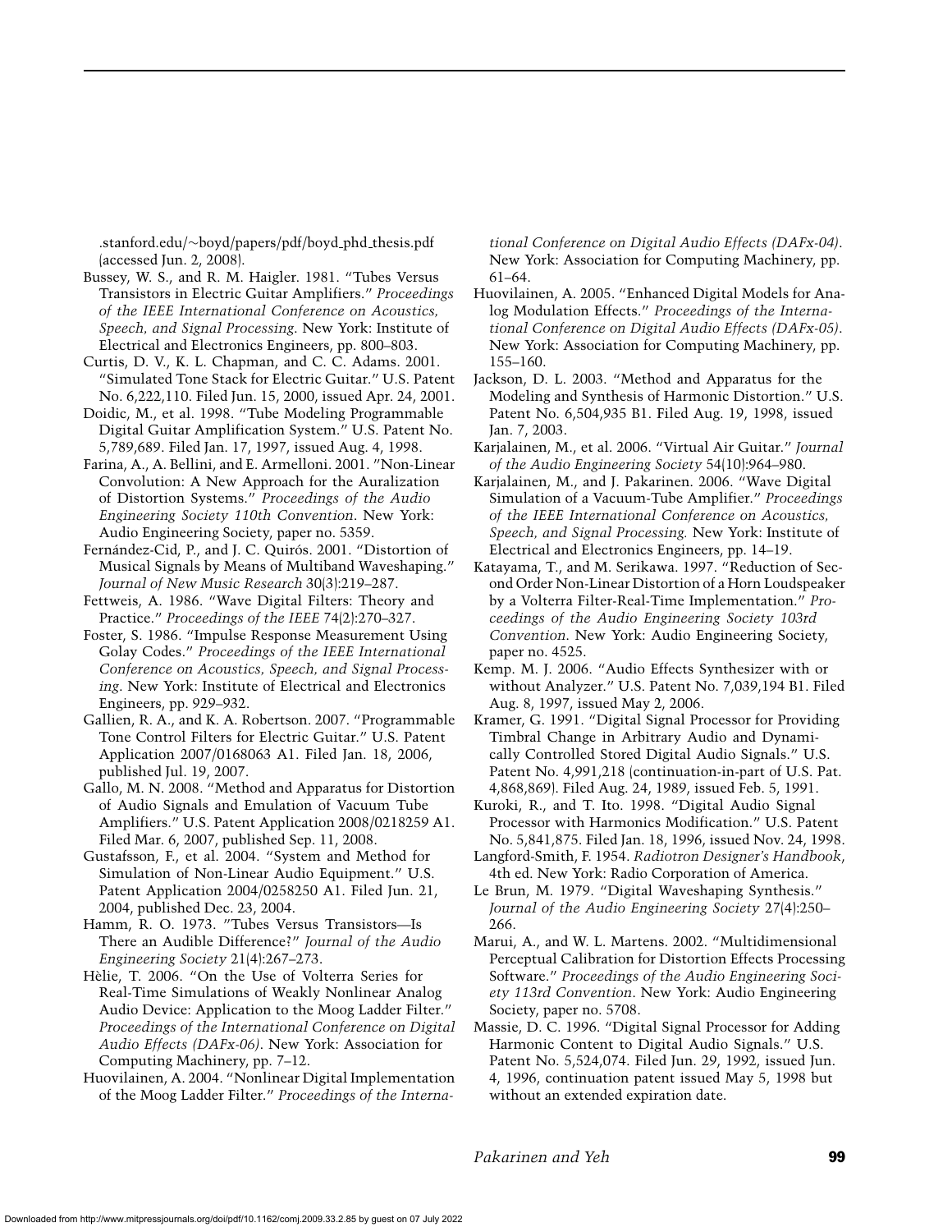.stanford.edu/~boyd/papers/pdf/boyd_phd_thesis.pdf (accessed Jun. 2, 2008).

Bussey, W. S., and R. M. Haigler. 1981. “Tubes Versus Transistors in Electric Guitar Amplifiers.” *Proceedings of the IEEE International Conference on Acoustics, Speech, and Signal Processing.* New York: Institute of Electrical and Electronics Engineers, pp. 800–803.

Curtis, D. V., K. L. Chapman, and C. C. Adams. 2001. “Simulated Tone Stack for Electric Guitar.” U.S. Patent No. 6,222,110. Filed Jun. 15, 2000, issued Apr. 24, 2001.

Doidic, M., et al. 1998. “Tube Modeling Programmable Digital Guitar Amplification System.” U.S. Patent No. 5,789,689. Filed Jan. 17, 1997, issued Aug. 4, 1998.

Farina, A., A. Bellini, and E. Armelloni. 2001. "Non-Linear Convolution: A New Approach for the Auralization of Distortion Systems." *Proceedings of the Audio Engineering Society 110th Convention*. New York: Audio Engineering Society, paper no. 5359.

Fernández-Cid, P., and J. C. Quirós. 2001. “Distortion of Musical Signals by Means of Multiband Waveshaping.” *Journal of New Music Research* 30(3):219–287.

Fettweis, A. 1986. “Wave Digital Filters: Theory and Practice.” *Proceedings of the IEEE* 74(2):270–327.

Foster, S. 1986. “Impulse Response Measurement Using Golay Codes.” *Proceedings of the IEEE International Conference on Acoustics, Speech, and Signal Processing*. New York: Institute of Electrical and Electronics Engineers, pp. 929–932.

Gallien, R. A., and K. A. Robertson. 2007. “Programmable Tone Control Filters for Electric Guitar.” U.S. Patent Application 2007/0168063 A1. Filed Jan. 18, 2006, published Jul. 19, 2007.

Gallo, M. N. 2008. “Method and Apparatus for Distortion of Audio Signals and Emulation of Vacuum Tube Amplifiers.” U.S. Patent Application 2008/0218259 A1. Filed Mar. 6, 2007, published Sep. 11, 2008.

Gustafsson, F., et al. 2004. “System and Method for Simulation of Non-Linear Audio Equipment.” U.S. Patent Application 2004/0258250 A1. Filed Jun. 21, 2004, published Dec. 23, 2004.

Hamm, R. O. 1973. "Tubes Versus Transistors—Is There an Audible Difference?" *Journal of the Audio Engineering Society* 21(4):267–273.

Hèlie, T. 2006. “On the Use of Volterra Series for Real-Time Simulations of Weakly Nonlinear Analog Audio Device: Application to the Moog Ladder Filter.” *Proceedings of the International Conference on Digital Audio Effects (DAFx-06)*. New York: Association for Computing Machinery, pp. 7–12.

Huovilainen, A. 2004. “Nonlinear Digital Implementation of the Moog Ladder Filter.” *Proceedings of the International Conference on Digital Audio Effects (DAFx-04)*. New York: Association for Computing Machinery, pp. 61–64.

Huovilainen, A. 2005. “Enhanced Digital Models for Analog Modulation Effects.” *Proceedings of the International Conference on Digital Audio Effects (DAFx-05)*. New York: Association for Computing Machinery, pp. 155–160.

Jackson, D. L. 2003. “Method and Apparatus for the Modeling and Synthesis of Harmonic Distortion.” U.S. Patent No. 6,504,935 B1. Filed Aug. 19, 1998, issued Jan. 7, 2003.

Karjalainen, M., et al. 2006. “Virtual Air Guitar.” *Journal of the Audio Engineering Society* 54(10):964–980.

Karjalainen, M., and J. Pakarinen. 2006. “Wave Digital Simulation of a Vacuum-Tube Amplifier.” *Proceedings of the IEEE International Conference on Acoustics, Speech, and Signal Processing.* New York: Institute of Electrical and Electronics Engineers, pp. 14–19.

Katayama, T., and M. Serikawa. 1997. “Reduction of Second Order Non-Linear Distortion of a Horn Loudspeaker by a Volterra Filter-Real-Time Implementation.” *Proceedings of the Audio Engineering Society 103rd Convention*. New York: Audio Engineering Society, paper no. 4525.

Kemp. M. J. 2006. “Audio Effects Synthesizer with or without Analyzer.” U.S. Patent No. 7,039,194 B1. Filed Aug. 8, 1997, issued May 2, 2006.

Kramer, G. 1991. “Digital Signal Processor for Providing Timbral Change in Arbitrary Audio and Dynamically Controlled Stored Digital Audio Signals.” U.S. Patent No. 4,991,218 (continuation-in-part of U.S. Pat. 4,868,869). Filed Aug. 24, 1989, issued Feb. 5, 1991.

Kuroki, R., and T. Ito. 1998. “Digital Audio Signal Processor with Harmonics Modification.” U.S. Patent No. 5,841,875. Filed Jan. 18, 1996, issued Nov. 24, 1998.

Langford-Smith, F. 1954. *Radiotron Designer’s Handbook*, 4th ed. New York: Radio Corporation of America.

Le Brun, M. 1979. “Digital Waveshaping Synthesis.” *Journal of the Audio Engineering Society* 27(4):250–266.

Marui, A., and W. L. Martens. 2002. “Multidimensional Perceptual Calibration for Distortion Effects Processing Software.” *Proceedings of the Audio Engineering Society 113rd Convention*. New York: Audio Engineering Society, paper no. 5708.

Massie, D. C. 1996. “Digital Signal Processor for Adding Harmonic Content to Digital Audio Signals.” U.S. Patent No. 5,524,074. Filed Jun. 29, 1992, issued Jun. 4, 1996, continuation patent issued May 5, 1998 but without an extended expiration date.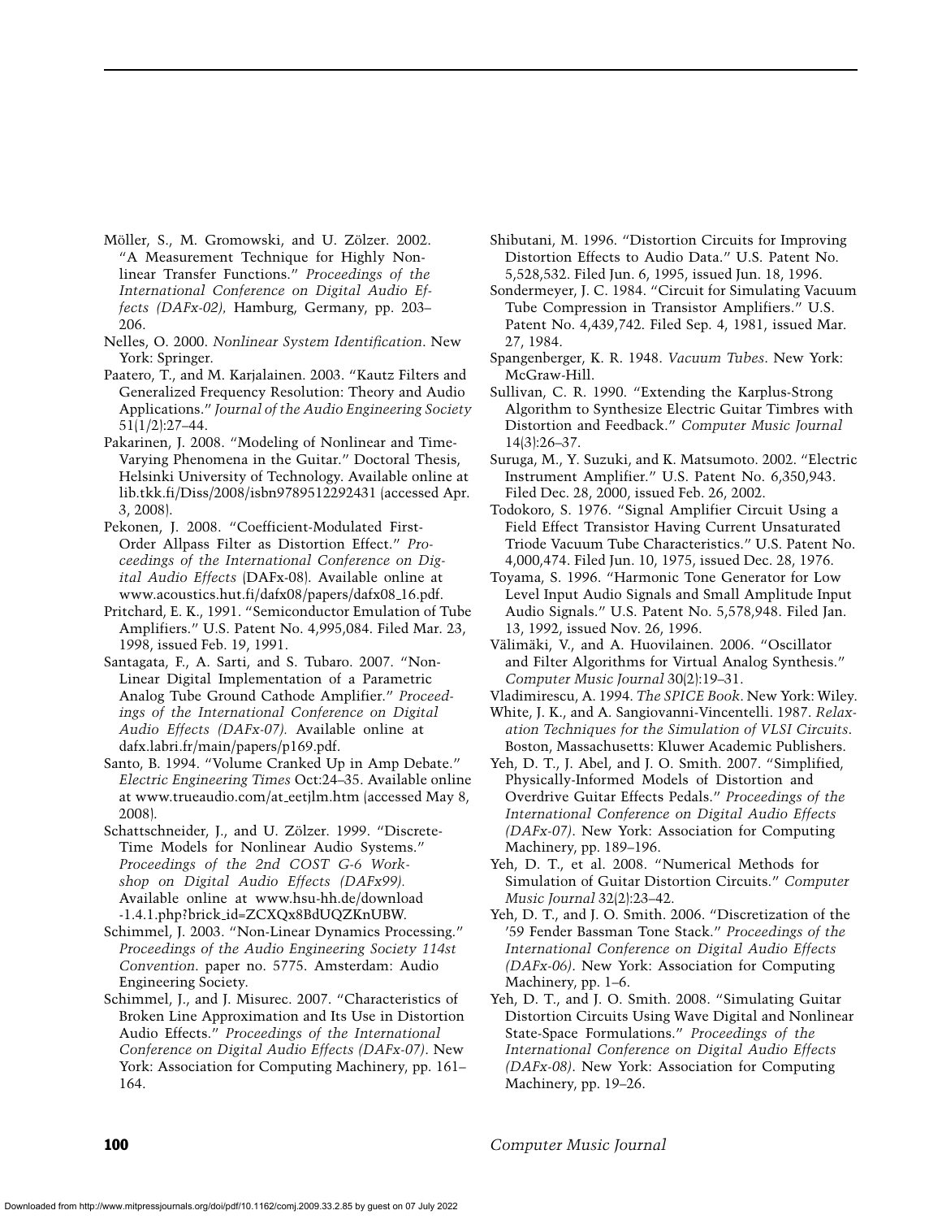Möller, S., M. Gromowski, and U. Zölzer. 2002. "A Measurement Technique for Highly Nonlinear Transfer Functions." *Proceedings of the International Conference on Digital Audio Effects (DAFx-02)*, Hamburg, Germany, pp. 203–206.

Nelles, O. 2000. *Nonlinear System Identification*. New York: Springer.

Paatero, T., and M. Karjalainen. 2003. "Kautz Filters and Generalized Frequency Resolution: Theory and Audio Applications." *Journal of the Audio Engineering Society* 51(1/2):27–44.

Pakarinen, J. 2008. "Modeling of Nonlinear and Time-Varying Phenomena in the Guitar." Doctoral Thesis, Helsinki University of Technology. Available online at lib.tkk.fi/Diss/2008/isbn9789512292431 (accessed Apr. 3, 2008).

Pekonen, J. 2008. "Coefficient-Modulated First-Order Allpass Filter as Distortion Effect." *Proceedings of the International Conference on Digital Audio Effects* (DAFx-08). Available online at www.acoustics.hut.fi/dafx08/papers/dafx08_16.pdf.

Pritchard, E. K., 1991. "Semiconductor Emulation of Tube Amplifiers." U.S. Patent No. 4,995,084. Filed Mar. 23, 1998, issued Feb. 19, 1991.

Santagata, F., A. Sarti, and S. Tubaro. 2007. "Non-Linear Digital Implementation of a Parametric Analog Tube Ground Cathode Amplifier." *Proceedings of the International Conference on Digital Audio Effects (DAFx-07).* Available online at dafx.labri.fr/main/papers/p169.pdf.

Santo, B. 1994. "Volume Cranked Up in Amp Debate." *Electric Engineering Times* Oct:24–35. Available online at www.trueaudio.com/at_eetjlm.htm (accessed May 8, 2008).

Schattschneider, J., and U. Zölzer. 1999. "Discrete-Time Models for Nonlinear Audio Systems." *Proceedings of the 2nd COST G-6 Workshop on Digital Audio Effects (DAFx99).* Available online at www.hsu-hh.de/download-1.4.1.php?brick_id=ZCXQx8BdUQZKnUBW.

Schimmel, J. 2003. "Non-Linear Dynamics Processing." *Proceedings of the Audio Engineering Society 114st Convention*. paper no. 5775. Amsterdam: Audio Engineering Society.

Schimmel, J., and J. Misurec. 2007. "Characteristics of Broken Line Approximation and Its Use in Distortion Audio Effects." *Proceedings of the International Conference on Digital Audio Effects (DAFx-07)*. New York: Association for Computing Machinery, pp. 161–164.

Shibutani, M. 1996. "Distortion Circuits for Improving Distortion Effects to Audio Data." U.S. Patent No. 5,528,532. Filed Jun. 6, 1995, issued Jun. 18, 1996.

Sondermeyer, J. C. 1984. "Circuit for Simulating Vacuum Tube Compression in Transistor Amplifiers." U.S. Patent No. 4,439,742. Filed Sep. 4, 1981, issued Mar. 27, 1984.

Spangenberger, K. R. 1948. *Vacuum Tubes*. New York: McGraw-Hill.

Sullivan, C. R. 1990. "Extending the Karplus-Strong Algorithm to Synthesize Electric Guitar Timbres with Distortion and Feedback." *Computer Music Journal* 14(3):26–37.

Suruga, M., Y. Suzuki, and K. Matsumoto. 2002. "Electric Instrument Amplifier." U.S. Patent No. 6,350,943. Filed Dec. 28, 2000, issued Feb. 26, 2002.

Todokoro, S. 1976. "Signal Amplifier Circuit Using a Field Effect Transistor Having Current Unsaturated Triode Vacuum Tube Characteristics." U.S. Patent No. 4,000,474. Filed Jun. 10, 1975, issued Dec. 28, 1976.

Toyama, S. 1996. "Harmonic Tone Generator for Low Level Input Audio Signals and Small Amplitude Input Audio Signals." U.S. Patent No. 5,578,948. Filed Jan. 13, 1992, issued Nov. 26, 1996.

Välimäki, V., and A. Huovilainen. 2006. "Oscillator and Filter Algorithms for Virtual Analog Synthesis." *Computer Music Journal* 30(2):19–31.

Vladimirescu, A. 1994. *The SPICE Book*. New York: Wiley.

White, J. K., and A. Sangiovanni-Vincentelli. 1987. *Relaxation Techniques for the Simulation of VLSI Circuits*. Boston, Massachusetts: Kluwer Academic Publishers.

Yeh, D. T., J. Abel, and J. O. Smith. 2007. "Simplified, Physically-Informed Models of Distortion and Overdrive Guitar Effects Pedals." *Proceedings of the International Conference on Digital Audio Effects (DAFx-07)*. New York: Association for Computing Machinery, pp. 189–196.

Yeh, D. T., et al. 2008. "Numerical Methods for Simulation of Guitar Distortion Circuits." *Computer Music Journal* 32(2):23–42.

Yeh, D. T., and J. O. Smith. 2006. "Discretization of the '59 Fender Bassman Tone Stack." *Proceedings of the International Conference on Digital Audio Effects (DAFx-06)*. New York: Association for Computing Machinery, pp. 1–6.

Yeh, D. T., and J. O. Smith. 2008. "Simulating Guitar Distortion Circuits Using Wave Digital and Nonlinear State-Space Formulations." *Proceedings of the International Conference on Digital Audio Effects (DAFx-08)*. New York: Association for Computing Machinery, pp. 19–26.